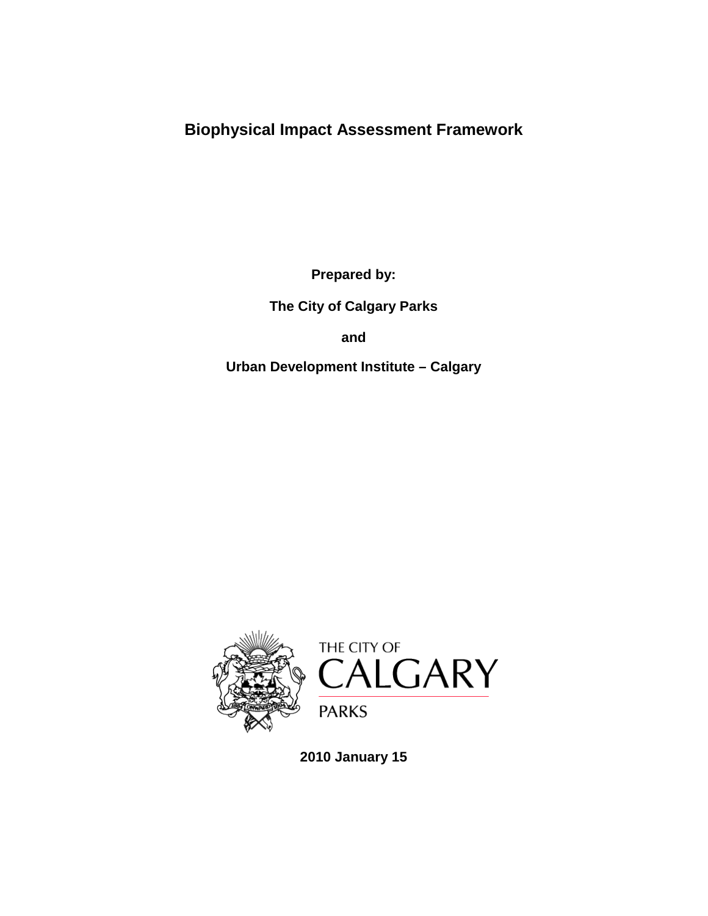# Biophysical Impact Assessment Framework

**Prepared by:**

**The City of Calgary Parks**

**and**

**Urban Development Institute – Calgary**

THE CITY OF CALGARY

PARKS

**2010 January 15**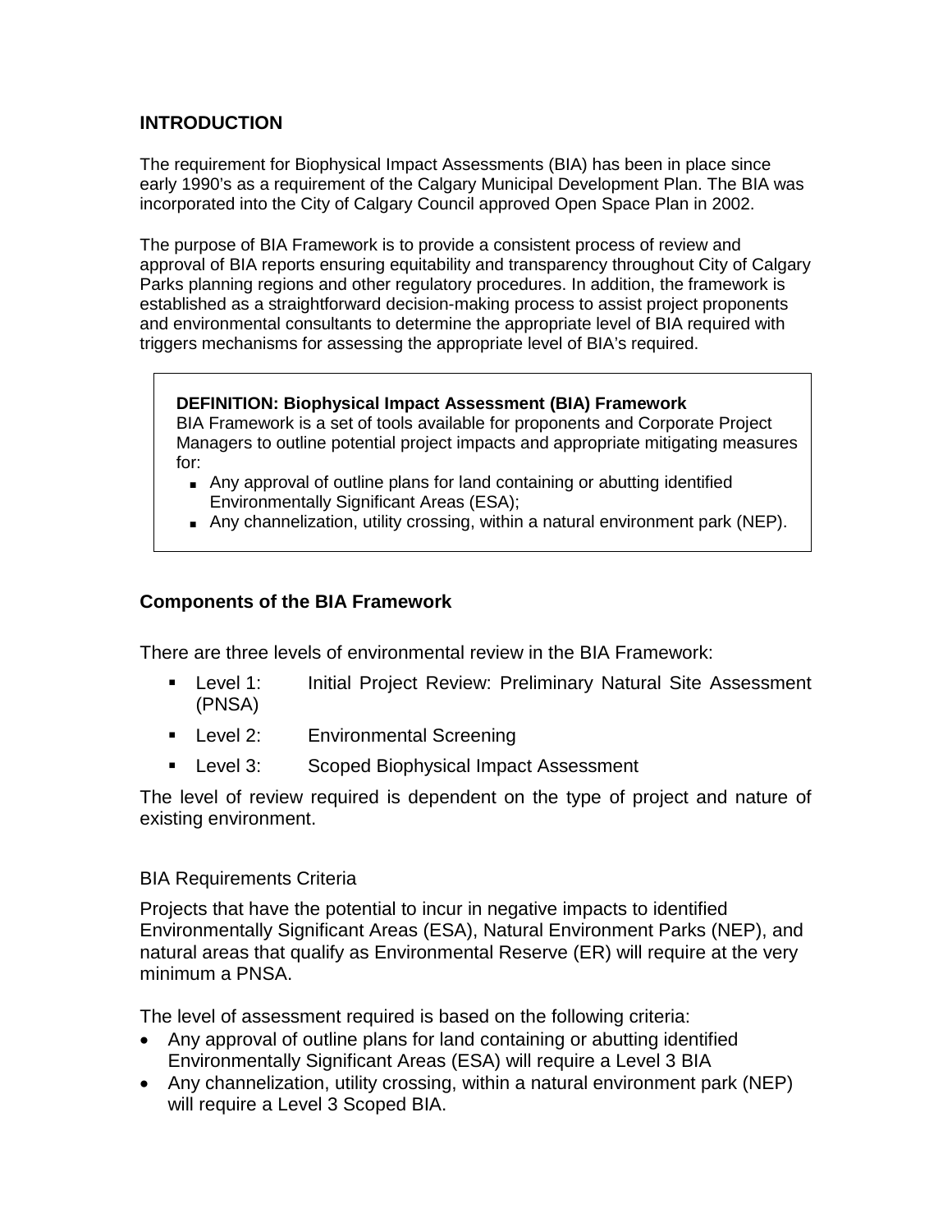## INTRODUCTION

The requirement for Biophysical Impact Assessments (BIA) has been in place since early 1990's as a requirement of the Calgary Municipal Development Plan. The BIA was incorporated into the City of Calgary Council approved Open Space Plan in 2002.

The purpose of BIA Framework is to provide a consistent process of review and approval of BIA reports ensuring equitability and transparency throughout City of Calgary Parks planning regions and other regulatory procedures. In addition, the framework is established as a straightforward decision-making process to assist project proponents and environmental consultants to determine the appropriate level of BIA required with triggers mechanisms for assessing the appropriate level of BIA's required.

> **DEFINITION: Biophysical Impact Assessment (BIA) Framework**
> BIA Framework is a set of tools available for proponents and Corporate Project Managers to outline potential project impacts and appropriate mitigating measures for:
> - Any approval of outline plans for land containing or abutting identified Environmentally Significant Areas (ESA);
> - Any channelization, utility crossing, within a natural environment park (NEP).

### Components of the BIA Framework

There are three levels of environmental review in the BIA Framework:

- Level 1: Initial Project Review: Preliminary Natural Site Assessment (PNSA)
- Level 2: Environmental Screening
- Level 3: Scoped Biophysical Impact Assessment

The level of review required is dependent on the type of project and nature of existing environment.

BIA Requirements Criteria

Projects that have the potential to incur in negative impacts to identified Environmentally Significant Areas (ESA), Natural Environment Parks (NEP), and natural areas that qualify as Environmental Reserve (ER) will require at the very minimum a PNSA.

The level of assessment required is based on the following criteria:

- Any approval of outline plans for land containing or abutting identified Environmentally Significant Areas (ESA) will require a Level 3 BIA
- Any channelization, utility crossing, within a natural environment park (NEP) will require a Level 3 Scoped BIA.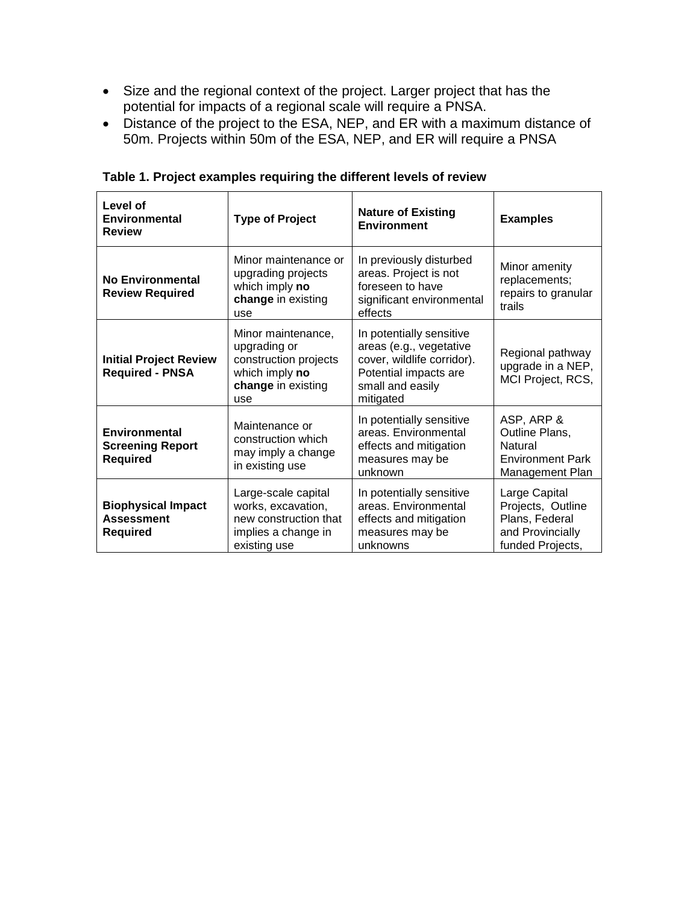- Size and the regional context of the project. Larger project that has the potential for impacts of a regional scale will require a PNSA.
- Distance of the project to the ESA, NEP, and ER with a maximum distance of 50m. Projects within 50m of the ESA, NEP, and ER will require a PNSA

**Table 1. Project examples requiring the different levels of review**

| Level of Environmental Review | Type of Project | Nature of Existing Environment | Examples |
|---|---|---|---|
| **No Environmental Review Required** | Minor maintenance or upgrading projects which imply **no change** in existing use | In previously disturbed areas. Project is not foreseen to have significant environmental effects | Minor amenity replacements; repairs to granular trails |
| **Initial Project Review Required - PNSA** | Minor maintenance, upgrading or construction projects which imply **no change** in existing use | In potentially sensitive areas (e.g., vegetative cover, wildlife corridor). Potential impacts are small and easily mitigated | Regional pathway upgrade in a NEP, MCI Project, RCS, |
| **Environmental Screening Report Required** | Maintenance or construction which may imply a change in existing use | In potentially sensitive areas. Environmental effects and mitigation measures may be unknown | ASP, ARP & Outline Plans, Natural Environment Park Management Plan |
| **Biophysical Impact Assessment Required** | Large-scale capital works, excavation, new construction that implies a change in existing use | In potentially sensitive areas. Environmental effects and mitigation measures may be unknowns | Large Capital Projects, Outline Plans, Federal and Provincially funded Projects, |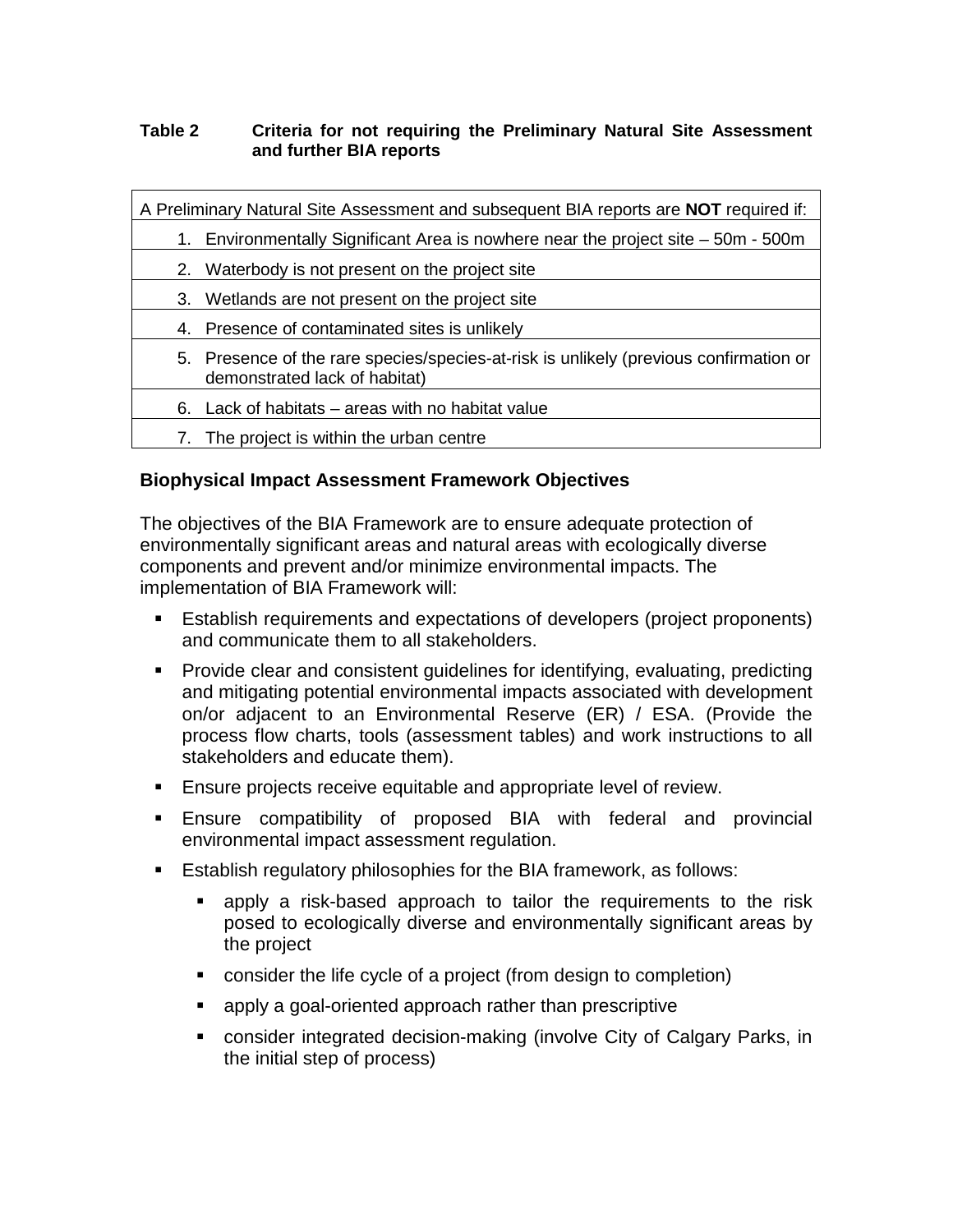**Table 2 Criteria for not requiring the Preliminary Natural Site Assessment and further BIA reports**

| A Preliminary Natural Site Assessment and subsequent BIA reports are **NOT** required if: |
| --- |
| 1. Environmentally Significant Area is nowhere near the project site – 50m - 500m |
| 2. Waterbody is not present on the project site |
| 3. Wetlands are not present on the project site |
| 4. Presence of contaminated sites is unlikely |
| 5. Presence of the rare species/species-at-risk is unlikely (previous confirmation or demonstrated lack of habitat) |
| 6. Lack of habitats – areas with no habitat value |
| 7. The project is within the urban centre |

## Biophysical Impact Assessment Framework Objectives

The objectives of the BIA Framework are to ensure adequate protection of environmentally significant areas and natural areas with ecologically diverse components and prevent and/or minimize environmental impacts. The implementation of BIA Framework will:

- Establish requirements and expectations of developers (project proponents) and communicate them to all stakeholders.
- Provide clear and consistent guidelines for identifying, evaluating, predicting and mitigating potential environmental impacts associated with development on/or adjacent to an Environmental Reserve (ER) / ESA. (Provide the process flow charts, tools (assessment tables) and work instructions to all stakeholders and educate them).
- Ensure projects receive equitable and appropriate level of review.
- Ensure compatibility of proposed BIA with federal and provincial environmental impact assessment regulation.
- Establish regulatory philosophies for the BIA framework, as follows:
  - apply a risk-based approach to tailor the requirements to the risk posed to ecologically diverse and environmentally significant areas by the project
  - consider the life cycle of a project (from design to completion)
  - apply a goal-oriented approach rather than prescriptive
  - consider integrated decision-making (involve City of Calgary Parks, in the initial step of process)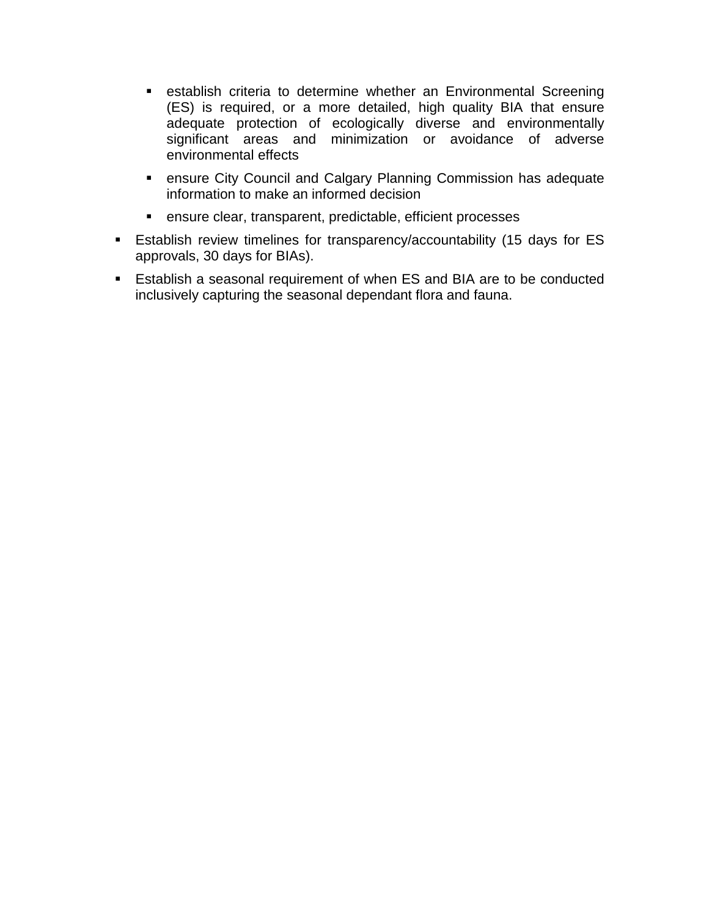- establish criteria to determine whether an Environmental Screening (ES) is required, or a more detailed, high quality BIA that ensure adequate protection of ecologically diverse and environmentally significant areas and minimization or avoidance of adverse environmental effects
  - ensure City Council and Calgary Planning Commission has adequate information to make an informed decision
  - ensure clear, transparent, predictable, efficient processes
- Establish review timelines for transparency/accountability (15 days for ES approvals, 30 days for BIAs).
- Establish a seasonal requirement of when ES and BIA are to be conducted inclusively capturing the seasonal dependant flora and fauna.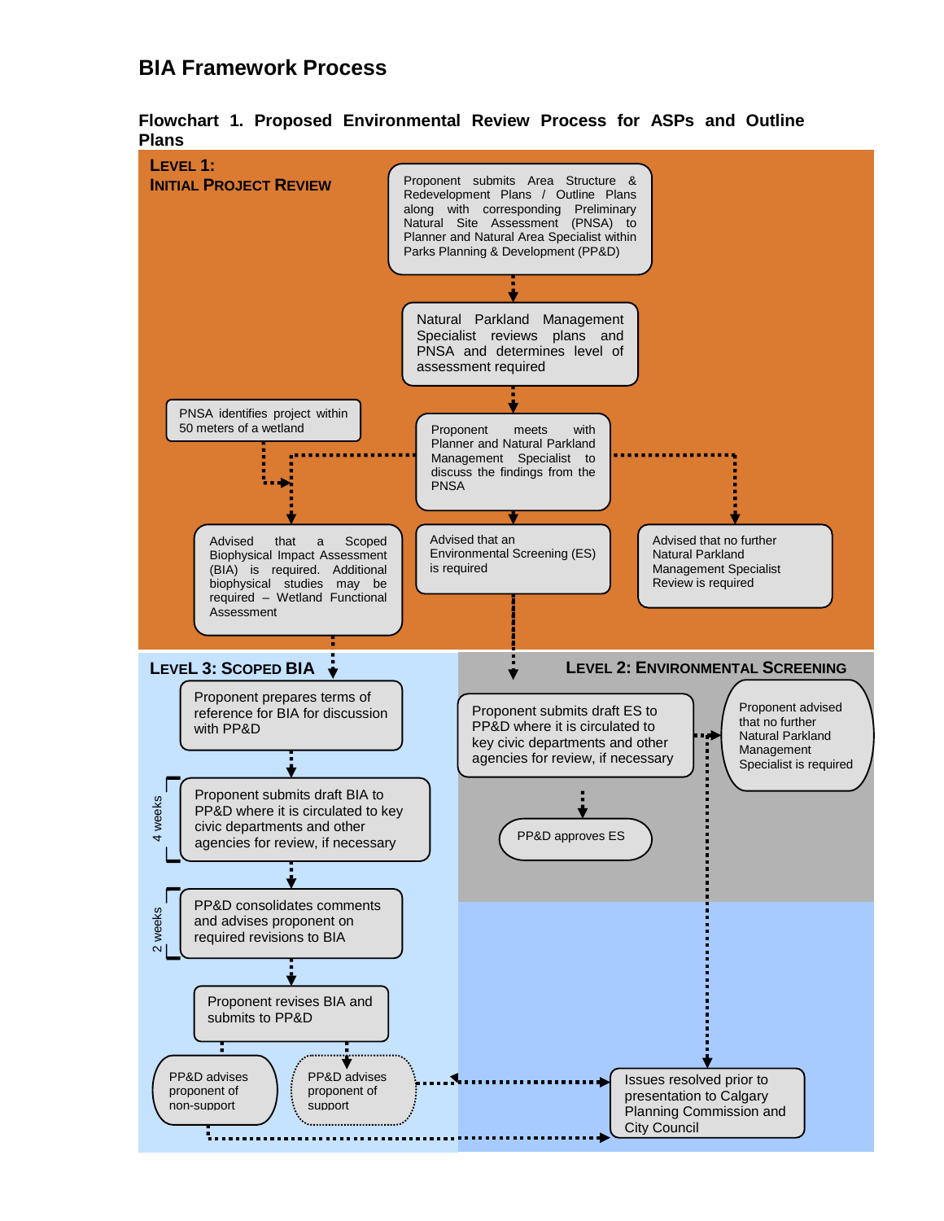# BIA Framework Process

**Flowchart 1. Proposed Environmental Review Process for ASPs and Outline Plans**

**LEVEL 1: INITIAL PROJECT REVIEW**

Proponent submits Area Structure & Redevelopment Plans / Outline Plans along with corresponding Preliminary Natural Site Assessment (PNSA) to Planner and Natural Area Specialist within Parks Planning & Development (PP&D)

Natural Parkland Management Specialist reviews plans and PNSA and determines level of assessment required

PNSA identifies project within 50 meters of a wetland

Proponent meets with Planner and Natural Parkland Management Specialist to discuss the findings from the PNSA

Advised that a Scoped Biophysical Impact Assessment (BIA) is required. Additional biophysical studies may be required – Wetland Functional Assessment

Advised that an Environmental Screening (ES) is required

Advised that no further Natural Parkland Management Specialist Review is required

**LEVEL 3: SCOPED BIA**

Proponent prepares terms of reference for BIA for discussion with PP&D

4 weeks: Proponent submits draft BIA to PP&D where it is circulated to key civic departments and other agencies for review, if necessary

2 weeks: PP&D consolidates comments and advises proponent on required revisions to BIA

Proponent revises BIA and submits to PP&D

PP&D advises proponent of non-support

PP&D advises proponent of support

**LEVEL 2: ENVIRONMENTAL SCREENING**

Proponent submits draft ES to PP&D where it is circulated to key civic departments and other agencies for review, if necessary

Proponent advised that no further Natural Parkland Management Specialist is required

PP&D approves ES

Issues resolved prior to presentation to Calgary Planning Commission and City Council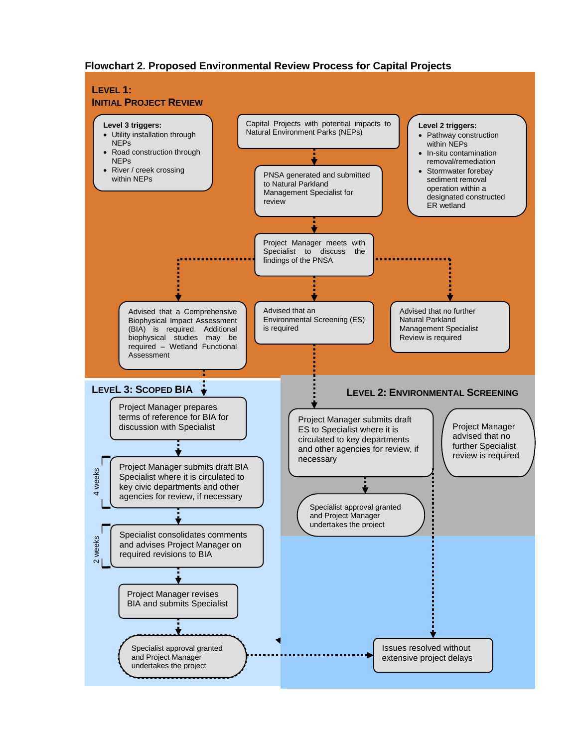**Flowchart 2. Proposed Environmental Review Process for Capital Projects**

LEVEL 1:
INITIAL PROJECT REVIEW

**Level 3 triggers:**
- Utility installation through NEPs
- Road construction through NEPs
- River / creek crossing within NEPs

Capital Projects with potential impacts to Natural Environment Parks (NEPs)

**Level 2 triggers:**
- Pathway construction within NEPs
- In-situ contamination removal/remediation
- Stormwater forebay sediment removal operation within a designated constructed ER wetland

PNSA generated and submitted to Natural Parkland Management Specialist for review

Project Manager meets with Specialist to discuss the findings of the PNSA

Advised that a Comprehensive Biophysical Impact Assessment (BIA) is required. Additional biophysical studies may be required – Wetland Functional Assessment

Advised that an Environmental Screening (ES) is required

Advised that no further Natural Parkland Management Specialist Review is required

LEVEL 3: SCOPED BIA

Project Manager prepares terms of reference for BIA for discussion with Specialist

4 weeks

Project Manager submits draft BIA Specialist where it is circulated to key civic departments and other agencies for review, if necessary

2 weeks

Specialist consolidates comments and advises Project Manager on required revisions to BIA

Project Manager revises BIA and submits Specialist

Specialist approval granted and Project Manager undertakes the project

LEVEL 2: ENVIRONMENTAL SCREENING

Project Manager submits draft ES to Specialist where it is circulated to key departments and other agencies for review, if necessary

Project Manager advised that no further Specialist review is required

Specialist approval granted and Project Manager undertakes the project

Issues resolved without extensive project delays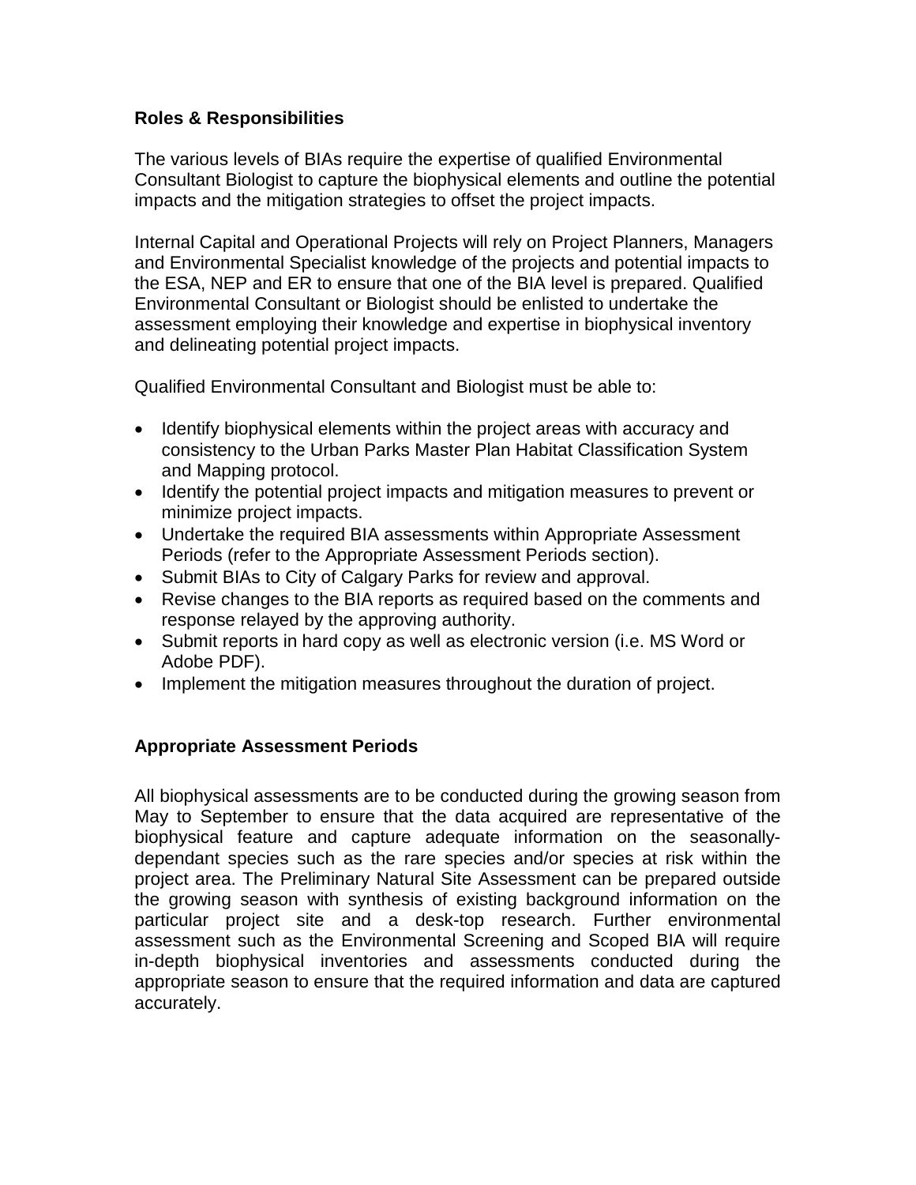**Roles & Responsibilities**

The various levels of BIAs require the expertise of qualified Environmental Consultant Biologist to capture the biophysical elements and outline the potential impacts and the mitigation strategies to offset the project impacts.

Internal Capital and Operational Projects will rely on Project Planners, Managers and Environmental Specialist knowledge of the projects and potential impacts to the ESA, NEP and ER to ensure that one of the BIA level is prepared. Qualified Environmental Consultant or Biologist should be enlisted to undertake the assessment employing their knowledge and expertise in biophysical inventory and delineating potential project impacts.

Qualified Environmental Consultant and Biologist must be able to:

- Identify biophysical elements within the project areas with accuracy and consistency to the Urban Parks Master Plan Habitat Classification System and Mapping protocol.
- Identify the potential project impacts and mitigation measures to prevent or minimize project impacts.
- Undertake the required BIA assessments within Appropriate Assessment Periods (refer to the Appropriate Assessment Periods section).
- Submit BIAs to City of Calgary Parks for review and approval.
- Revise changes to the BIA reports as required based on the comments and response relayed by the approving authority.
- Submit reports in hard copy as well as electronic version (i.e. MS Word or Adobe PDF).
- Implement the mitigation measures throughout the duration of project.

**Appropriate Assessment Periods**

All biophysical assessments are to be conducted during the growing season from May to September to ensure that the data acquired are representative of the biophysical feature and capture adequate information on the seasonally-dependant species such as the rare species and/or species at risk within the project area. The Preliminary Natural Site Assessment can be prepared outside the growing season with synthesis of existing background information on the particular project site and a desk-top research. Further environmental assessment such as the Environmental Screening and Scoped BIA will require in-depth biophysical inventories and assessments conducted during the appropriate season to ensure that the required information and data are captured accurately.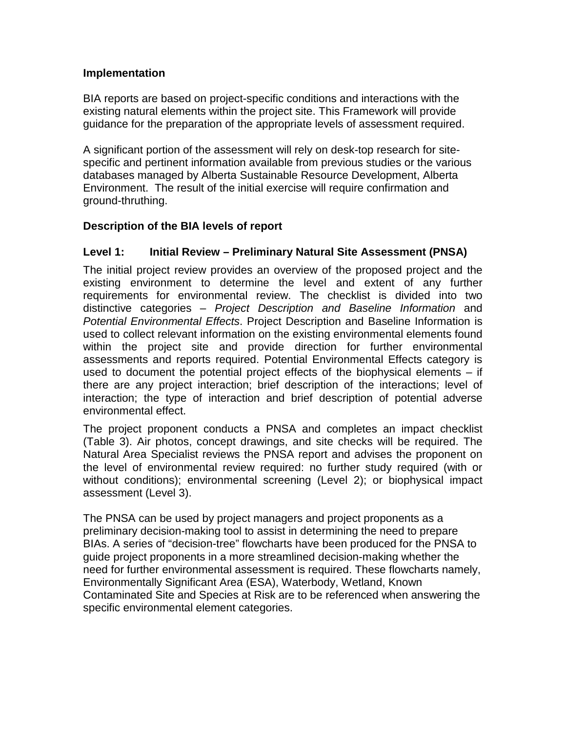## Implementation

BIA reports are based on project-specific conditions and interactions with the existing natural elements within the project site. This Framework will provide guidance for the preparation of the appropriate levels of assessment required.

A significant portion of the assessment will rely on desk-top research for site-specific and pertinent information available from previous studies or the various databases managed by Alberta Sustainable Resource Development, Alberta Environment. The result of the initial exercise will require confirmation and ground-thruthing.

## Description of the BIA levels of report

### Level 1: Initial Review – Preliminary Natural Site Assessment (PNSA)

The initial project review provides an overview of the proposed project and the existing environment to determine the level and extent of any further requirements for environmental review. The checklist is divided into two distinctive categories – *Project Description and Baseline Information* and *Potential Environmental Effects*. Project Description and Baseline Information is used to collect relevant information on the existing environmental elements found within the project site and provide direction for further environmental assessments and reports required. Potential Environmental Effects category is used to document the potential project effects of the biophysical elements – if there are any project interaction; brief description of the interactions; level of interaction; the type of interaction and brief description of potential adverse environmental effect.

The project proponent conducts a PNSA and completes an impact checklist (Table 3). Air photos, concept drawings, and site checks will be required. The Natural Area Specialist reviews the PNSA report and advises the proponent on the level of environmental review required: no further study required (with or without conditions); environmental screening (Level 2); or biophysical impact assessment (Level 3).

The PNSA can be used by project managers and project proponents as a preliminary decision-making tool to assist in determining the need to prepare BIAs. A series of "decision-tree" flowcharts have been produced for the PNSA to guide project proponents in a more streamlined decision-making whether the need for further environmental assessment is required. These flowcharts namely, Environmentally Significant Area (ESA), Waterbody, Wetland, Known Contaminated Site and Species at Risk are to be referenced when answering the specific environmental element categories.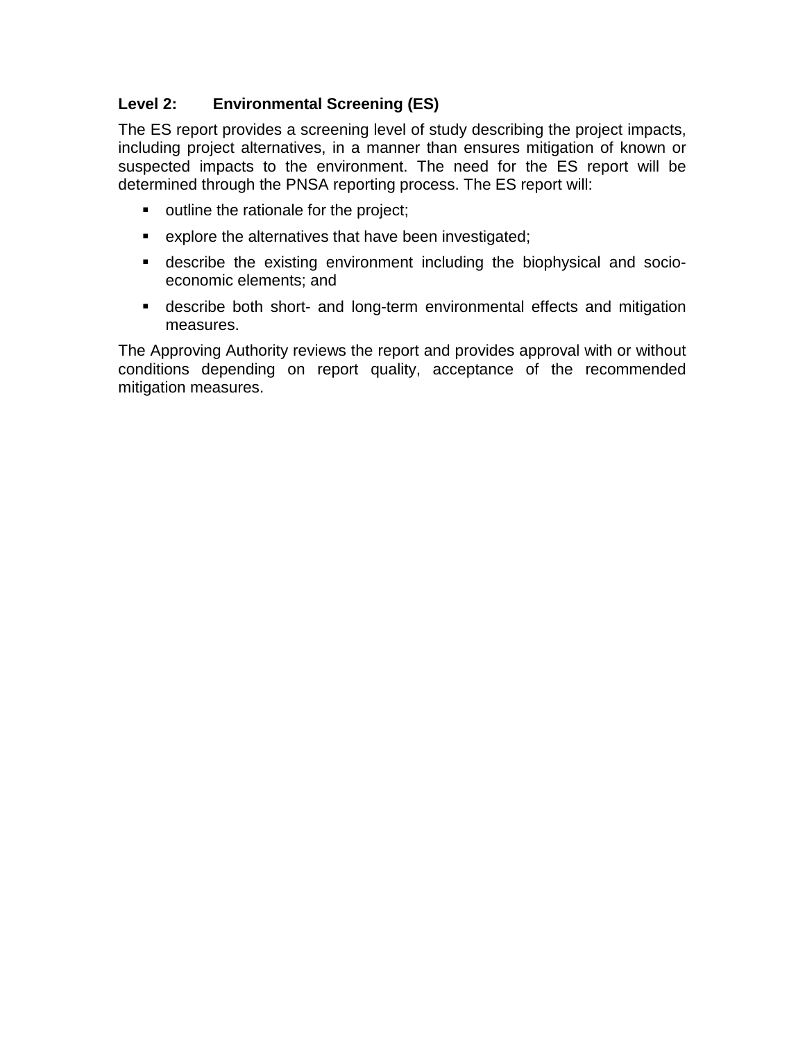### Level 2: Environmental Screening (ES)

The ES report provides a screening level of study describing the project impacts, including project alternatives, in a manner than ensures mitigation of known or suspected impacts to the environment. The need for the ES report will be determined through the PNSA reporting process. The ES report will:

- outline the rationale for the project;
- explore the alternatives that have been investigated;
- describe the existing environment including the biophysical and socio-economic elements; and
- describe both short- and long-term environmental effects and mitigation measures.

The Approving Authority reviews the report and provides approval with or without conditions depending on report quality, acceptance of the recommended mitigation measures.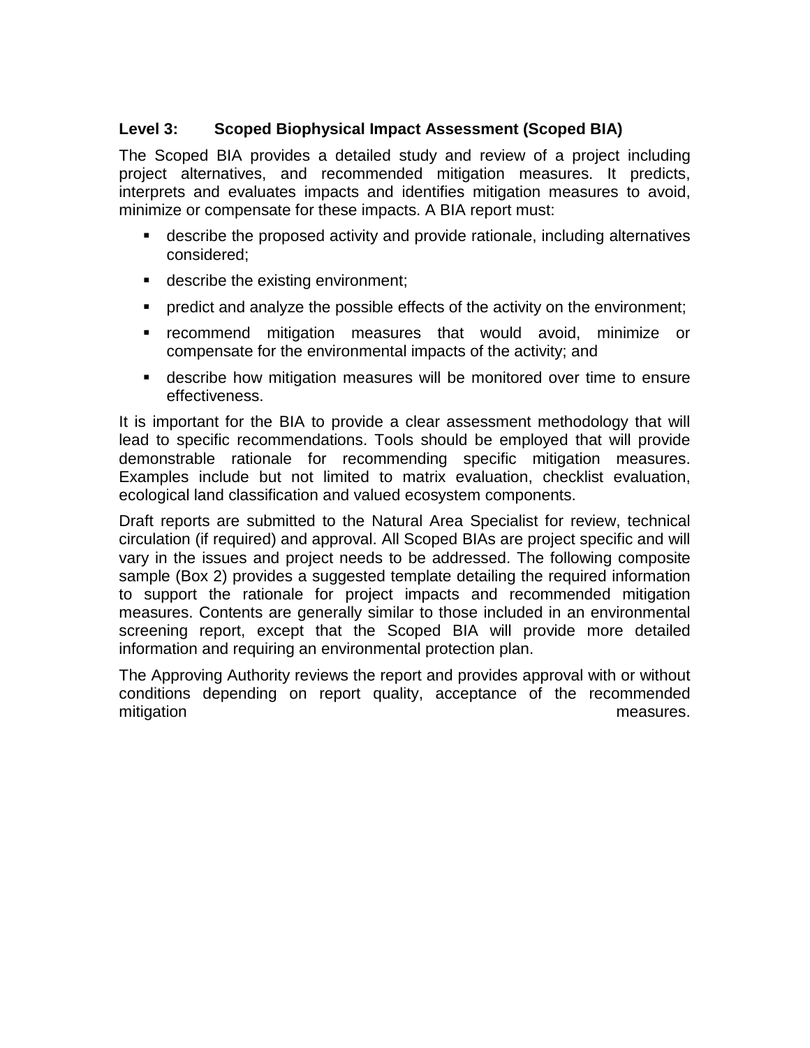### Level 3: Scoped Biophysical Impact Assessment (Scoped BIA)

The Scoped BIA provides a detailed study and review of a project including project alternatives, and recommended mitigation measures. It predicts, interprets and evaluates impacts and identifies mitigation measures to avoid, minimize or compensate for these impacts. A BIA report must:

- describe the proposed activity and provide rationale, including alternatives considered;
- describe the existing environment;
- predict and analyze the possible effects of the activity on the environment;
- recommend mitigation measures that would avoid, minimize or compensate for the environmental impacts of the activity; and
- describe how mitigation measures will be monitored over time to ensure effectiveness.

It is important for the BIA to provide a clear assessment methodology that will lead to specific recommendations. Tools should be employed that will provide demonstrable rationale for recommending specific mitigation measures. Examples include but not limited to matrix evaluation, checklist evaluation, ecological land classification and valued ecosystem components.

Draft reports are submitted to the Natural Area Specialist for review, technical circulation (if required) and approval. All Scoped BIAs are project specific and will vary in the issues and project needs to be addressed. The following composite sample (Box 2) provides a suggested template detailing the required information to support the rationale for project impacts and recommended mitigation measures. Contents are generally similar to those included in an environmental screening report, except that the Scoped BIA will provide more detailed information and requiring an environmental protection plan.

The Approving Authority reviews the report and provides approval with or without conditions depending on report quality, acceptance of the recommended mitigation measures.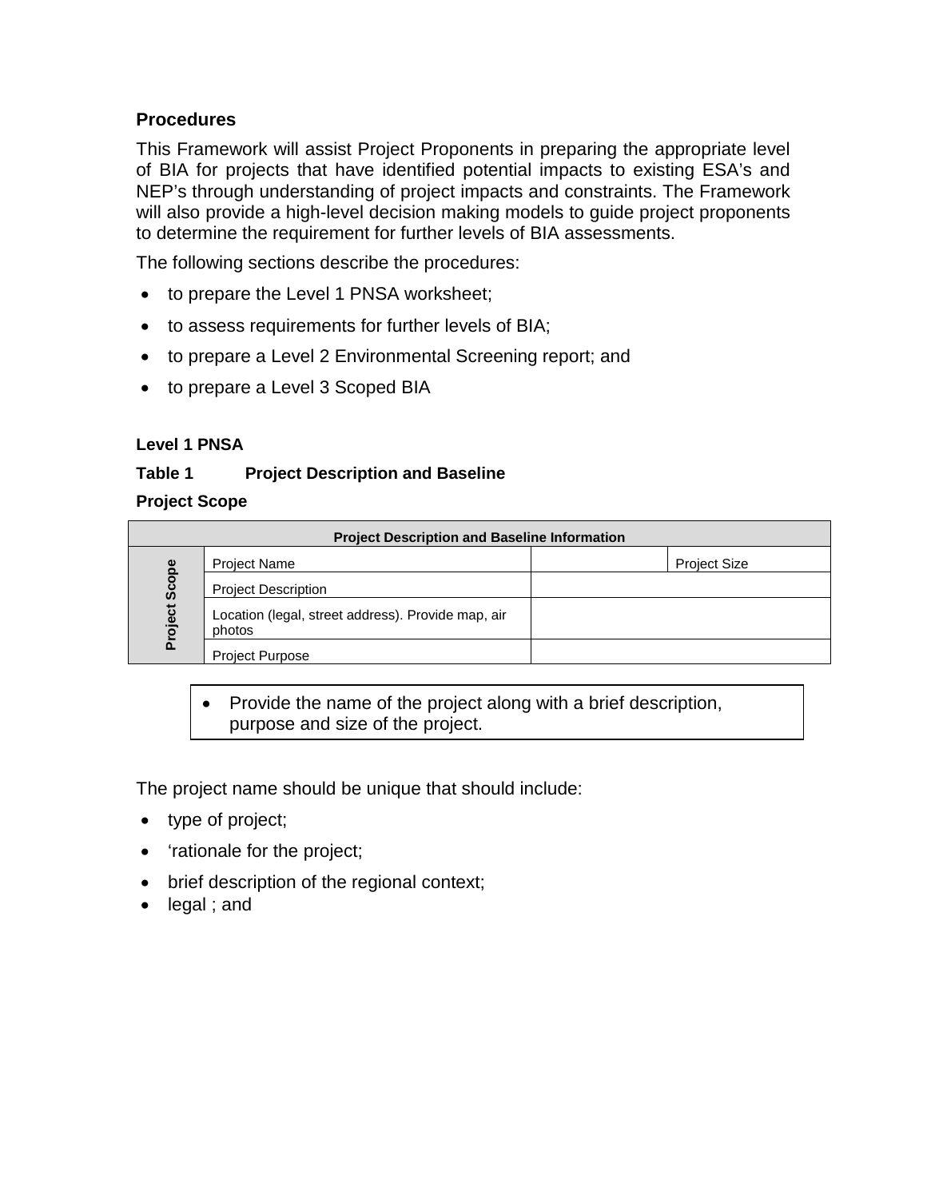## Procedures

This Framework will assist Project Proponents in preparing the appropriate level of BIA for projects that have identified potential impacts to existing ESA's and NEP's through understanding of project impacts and constraints. The Framework will also provide a high-level decision making models to guide project proponents to determine the requirement for further levels of BIA assessments.

The following sections describe the procedures:

- to prepare the Level 1 PNSA worksheet;
- to assess requirements for further levels of BIA;
- to prepare a Level 2 Environmental Screening report; and
- to prepare a Level 3 Scoped BIA

### Level 1 PNSA

**Table 1 Project Description and Baseline**

**Project Scope**

| Project Description and Baseline Information | | | | |
|---|---|---|---|---|
| Project Scope | Project Name | | Project Size | |
| | Project Description | | | |
| | Location (legal, street address). Provide map, air photos | | | |
| | Project Purpose | | | |

- Provide the name of the project along with a brief description, purpose and size of the project.

The project name should be unique that should include:

- type of project;
- 'rationale for the project;
- brief description of the regional context;
- legal ; and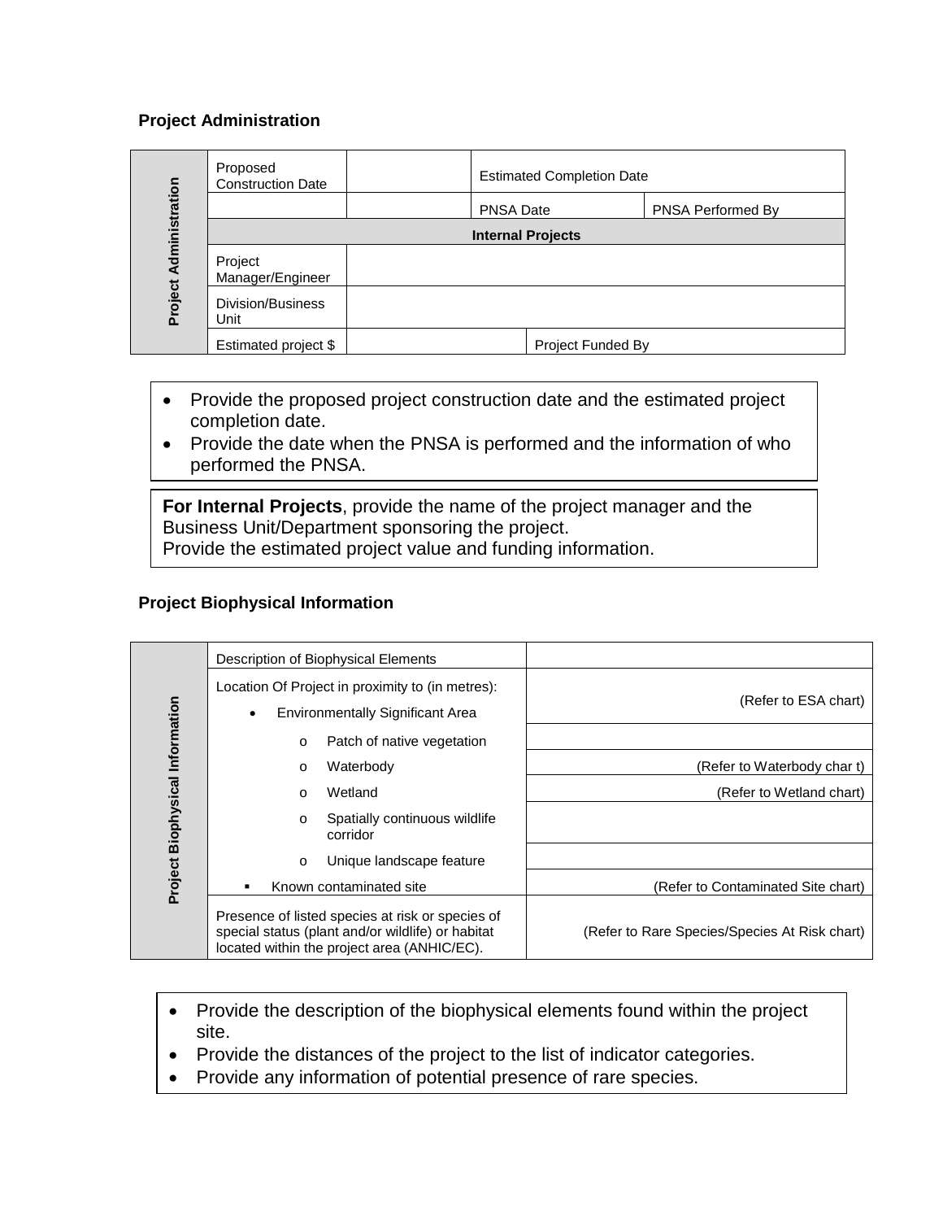### Project Administration

| | | | | |
|---|---|---|---|---|
| Project Administration | Proposed Construction Date | | Estimated Completion Date | |
| | | | PNSA Date | PNSA Performed By |
| | Internal Projects | | | |
| | Project Manager/Engineer | | | |
| | Division/Business Unit | | | |
| | Estimated project $ | | Project Funded By | |

- Provide the proposed project construction date and the estimated project completion date.
- Provide the date when the PNSA is performed and the information of who performed the PNSA.

**For Internal Projects**, provide the name of the project manager and the Business Unit/Department sponsoring the project.
Provide the estimated project value and funding information.

### Project Biophysical Information

| | | |
|---|---|---|
| Project Biophysical Information | Description of Biophysical Elements | |
| | Location Of Project in proximity to (in metres):<br>• Environmentally Significant Area | (Refer to ESA chart) |
| | o Patch of native vegetation | |
| | o Waterbody | (Refer to Waterbody char t) |
| | o Wetland | (Refer to Wetland chart) |
| | o Spatially continuous wildlife corridor | |
| | o Unique landscape feature | |
| | ▪ Known contaminated site | (Refer to Contaminated Site chart) |
| | Presence of listed species at risk or species of special status (plant and/or wildlife) or habitat located within the project area (ANHIC/EC). | (Refer to Rare Species/Species At Risk chart) |

- Provide the description of the biophysical elements found within the project site.
- Provide the distances of the project to the list of indicator categories.
- Provide any information of potential presence of rare species.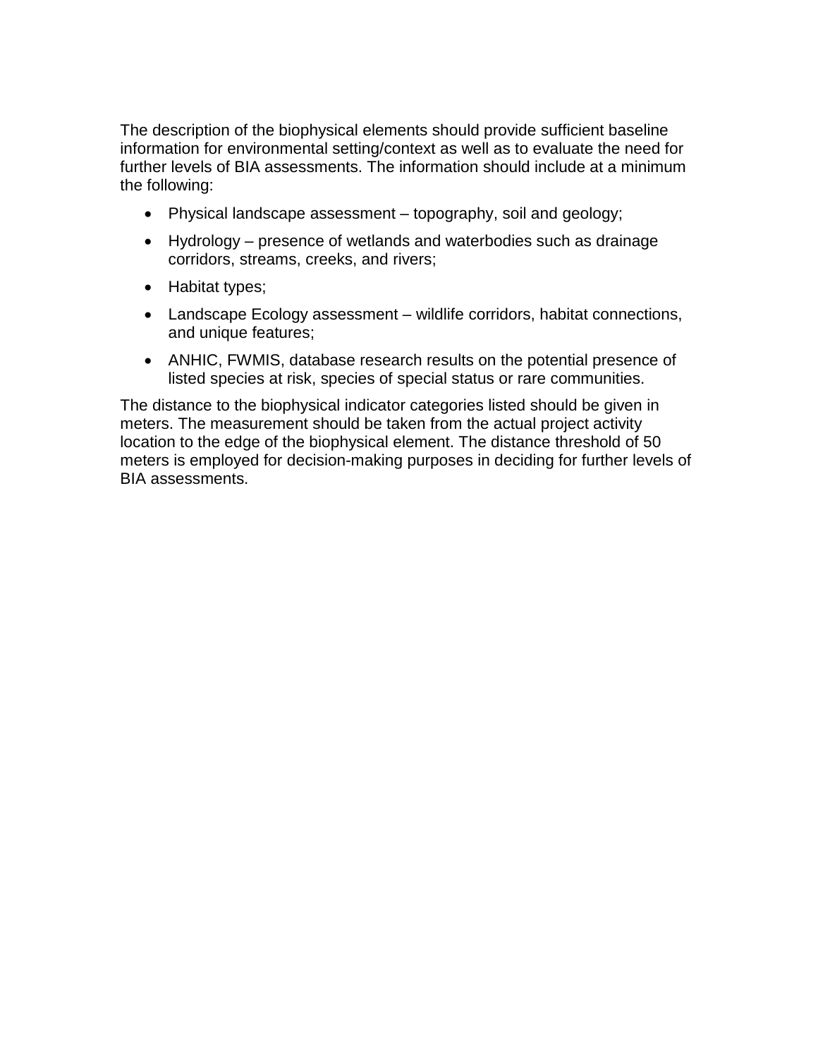The description of the biophysical elements should provide sufficient baseline information for environmental setting/context as well as to evaluate the need for further levels of BIA assessments. The information should include at a minimum the following:

- Physical landscape assessment – topography, soil and geology;
- Hydrology – presence of wetlands and waterbodies such as drainage corridors, streams, creeks, and rivers;
- Habitat types;
- Landscape Ecology assessment – wildlife corridors, habitat connections, and unique features;
- ANHIC, FWMIS, database research results on the potential presence of listed species at risk, species of special status or rare communities.

The distance to the biophysical indicator categories listed should be given in meters. The measurement should be taken from the actual project activity location to the edge of the biophysical element. The distance threshold of 50 meters is employed for decision-making purposes in deciding for further levels of BIA assessments.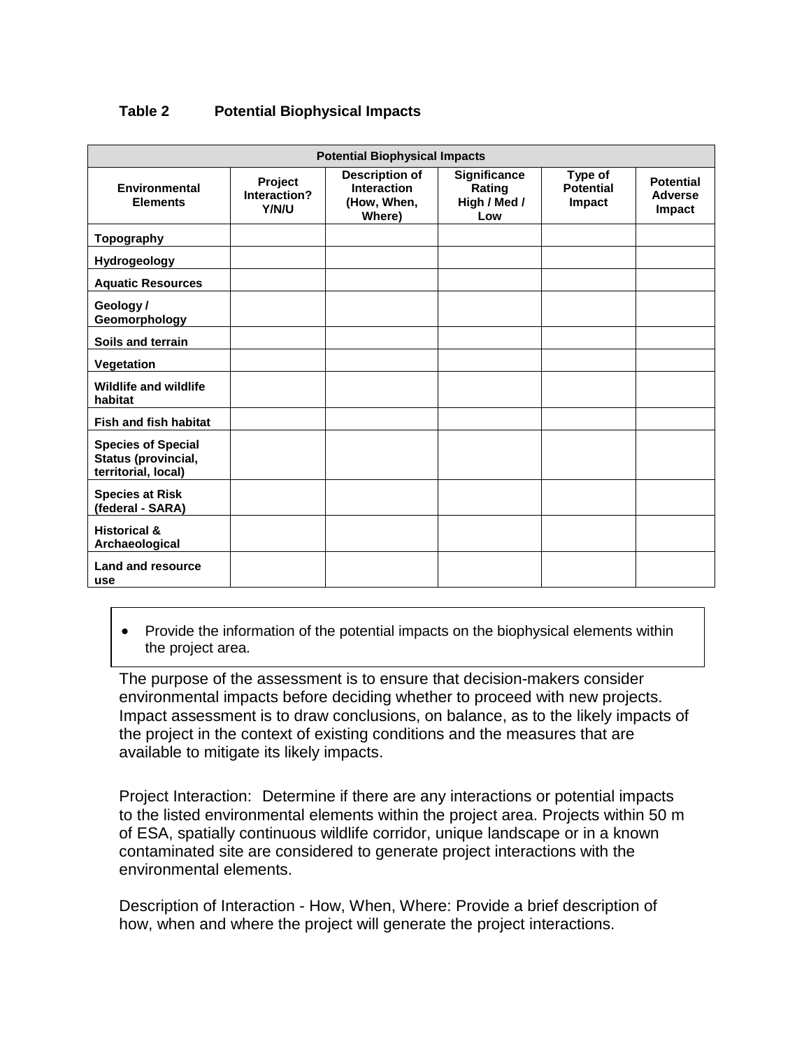**Table 2 Potential Biophysical Impacts**

| Potential Biophysical Impacts | | | | | |
|---|---|---|---|---|---|
| **Environmental Elements** | **Project Interaction? Y/N/U** | **Description of Interaction (How, When, Where)** | **Significance Rating High / Med / Low** | **Type of Potential Impact** | **Potential Adverse Impact** |
| **Topography** | | | | | |
| **Hydrogeology** | | | | | |
| **Aquatic Resources** | | | | | |
| **Geology / Geomorphology** | | | | | |
| **Soils and terrain** | | | | | |
| **Vegetation** | | | | | |
| **Wildlife and wildlife habitat** | | | | | |
| **Fish and fish habitat** | | | | | |
| **Species of Special Status (provincial, territorial, local)** | | | | | |
| **Species at Risk (federal - SARA)** | | | | | |
| **Historical & Archaeological** | | | | | |
| **Land and resource use** | | | | | |

- Provide the information of the potential impacts on the biophysical elements within the project area.

The purpose of the assessment is to ensure that decision-makers consider environmental impacts before deciding whether to proceed with new projects. Impact assessment is to draw conclusions, on balance, as to the likely impacts of the project in the context of existing conditions and the measures that are available to mitigate its likely impacts.

Project Interaction: Determine if there are any interactions or potential impacts to the listed environmental elements within the project area. Projects within 50 m of ESA, spatially continuous wildlife corridor, unique landscape or in a known contaminated site are considered to generate project interactions with the environmental elements.

Description of Interaction - How, When, Where: Provide a brief description of how, when and where the project will generate the project interactions.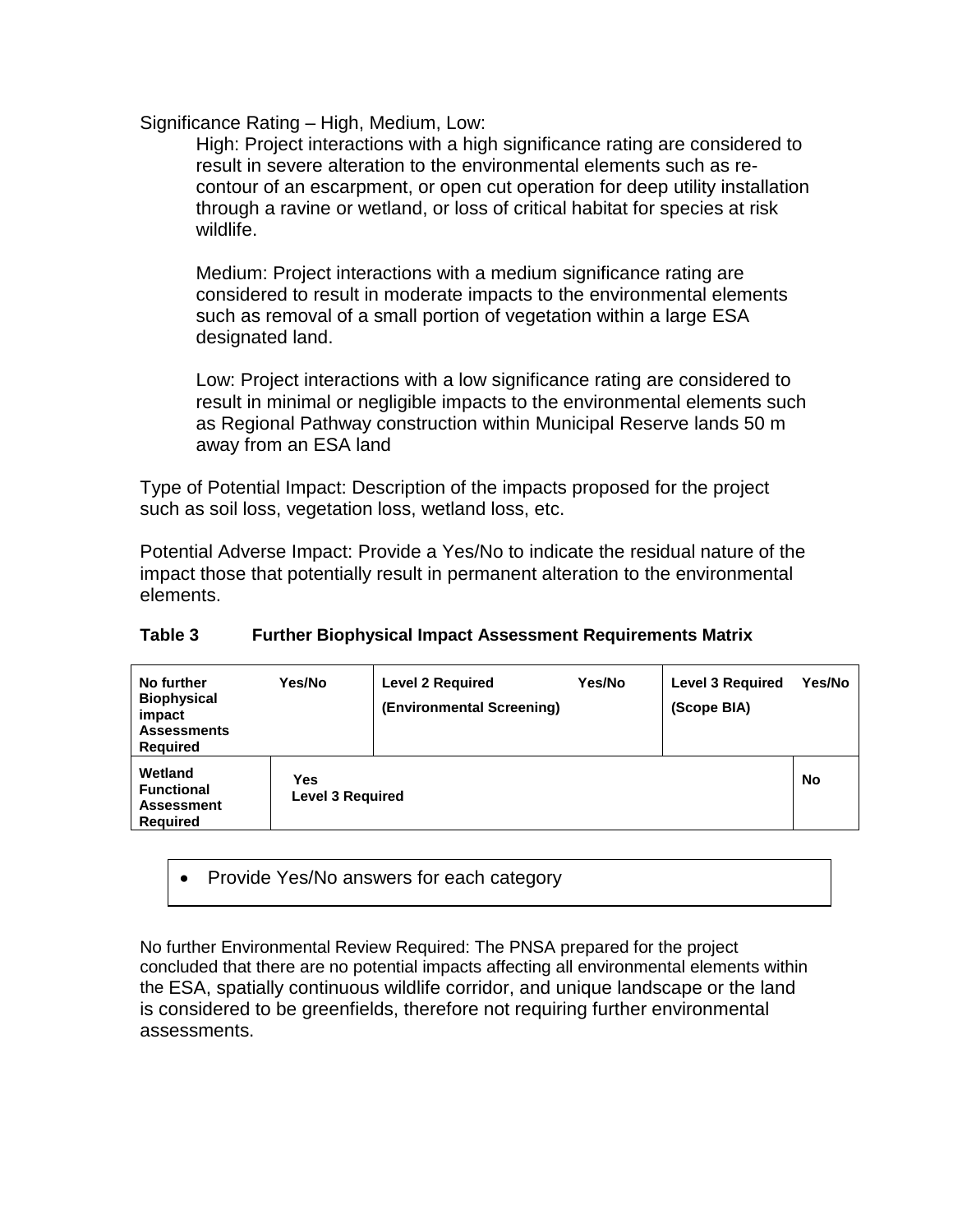Significance Rating – High, Medium, Low:

High: Project interactions with a high significance rating are considered to result in severe alteration to the environmental elements such as re-contour of an escarpment, or open cut operation for deep utility installation through a ravine or wetland, or loss of critical habitat for species at risk wildlife.

Medium: Project interactions with a medium significance rating are considered to result in moderate impacts to the environmental elements such as removal of a small portion of vegetation within a large ESA designated land.

Low: Project interactions with a low significance rating are considered to result in minimal or negligible impacts to the environmental elements such as Regional Pathway construction within Municipal Reserve lands 50 m away from an ESA land

Type of Potential Impact: Description of the impacts proposed for the project such as soil loss, vegetation loss, wetland loss, etc.

Potential Adverse Impact: Provide a Yes/No to indicate the residual nature of the impact those that potentially result in permanent alteration to the environmental elements.

**Table 3 Further Biophysical Impact Assessment Requirements Matrix**

| **No further Biophysical impact Assessments Required** | **Yes/No** | **Level 2 Required (Environmental Screening)** | **Yes/No** | **Level 3 Required (Scope BIA)** | **Yes/No** |
|---|---|---|---|---|---|
| **Wetland Functional Assessment Required** | **Yes Level 3 Required** | | | | **No** |

- Provide Yes/No answers for each category

No further Environmental Review Required: The PNSA prepared for the project concluded that there are no potential impacts affecting all environmental elements within the ESA, spatially continuous wildlife corridor, and unique landscape or the land is considered to be greenfields, therefore not requiring further environmental assessments.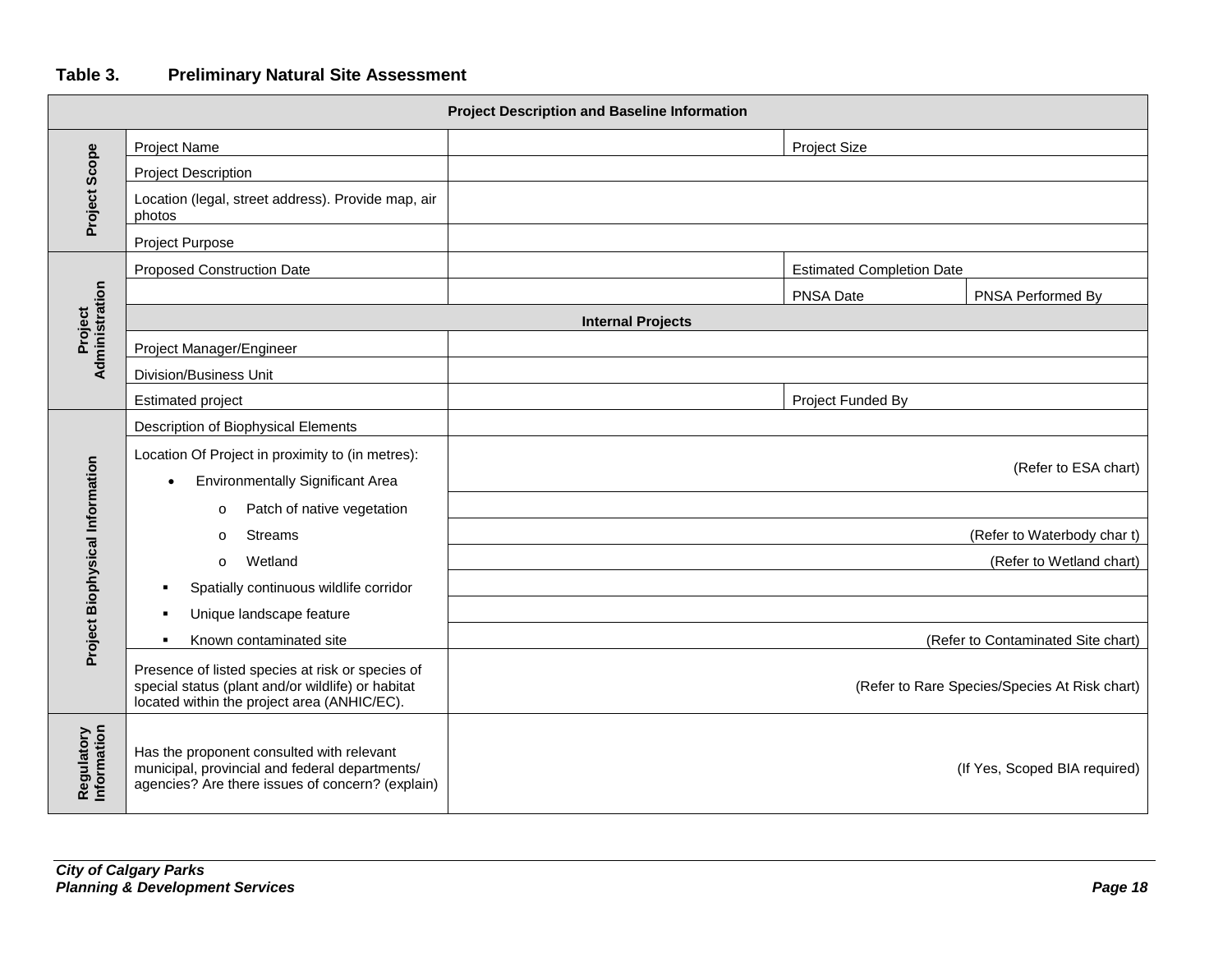**Table 3. Preliminary Natural Site Assessment**

| Project Description and Baseline Information | | | | |
|---|---|---|---|---|
| **Project Scope** | Project Name | | Project Size | |
| | Project Description | | | |
| | Location (legal, street address). Provide map, air photos | | | |
| | Project Purpose | | | |
| **Project Administration** | Proposed Construction Date | | Estimated Completion Date | |
| | | | PNSA Date | PNSA Performed By |
| | **Internal Projects** | | | |
| | Project Manager/Engineer | | | |
| | Division/Business Unit | | | |
| | Estimated project | | Project Funded By | |
| **Project Biophysical Information** | Description of Biophysical Elements | | | |
| | Location Of Project in proximity to (in metres):<br>• Environmentally Significant Area | (Refer to ESA chart) | | |
| | o Patch of native vegetation | | | |
| | o Streams | (Refer to Waterbody char t) | | |
| | o Wetland | (Refer to Wetland chart) | | |
| | ▪ Spatially continuous wildlife corridor | | | |
| | ▪ Unique landscape feature | | | |
| | ▪ Known contaminated site | (Refer to Contaminated Site chart) | | |
| | Presence of listed species at risk or species of special status (plant and/or wildlife) or habitat located within the project area (ANHIC/EC). | (Refer to Rare Species/Species At Risk chart) | | |
| **Regulatory Information** | Has the proponent consulted with relevant municipal, provincial and federal departments/ agencies? Are there issues of concern? (explain) | (If Yes, Scoped BIA required) | | |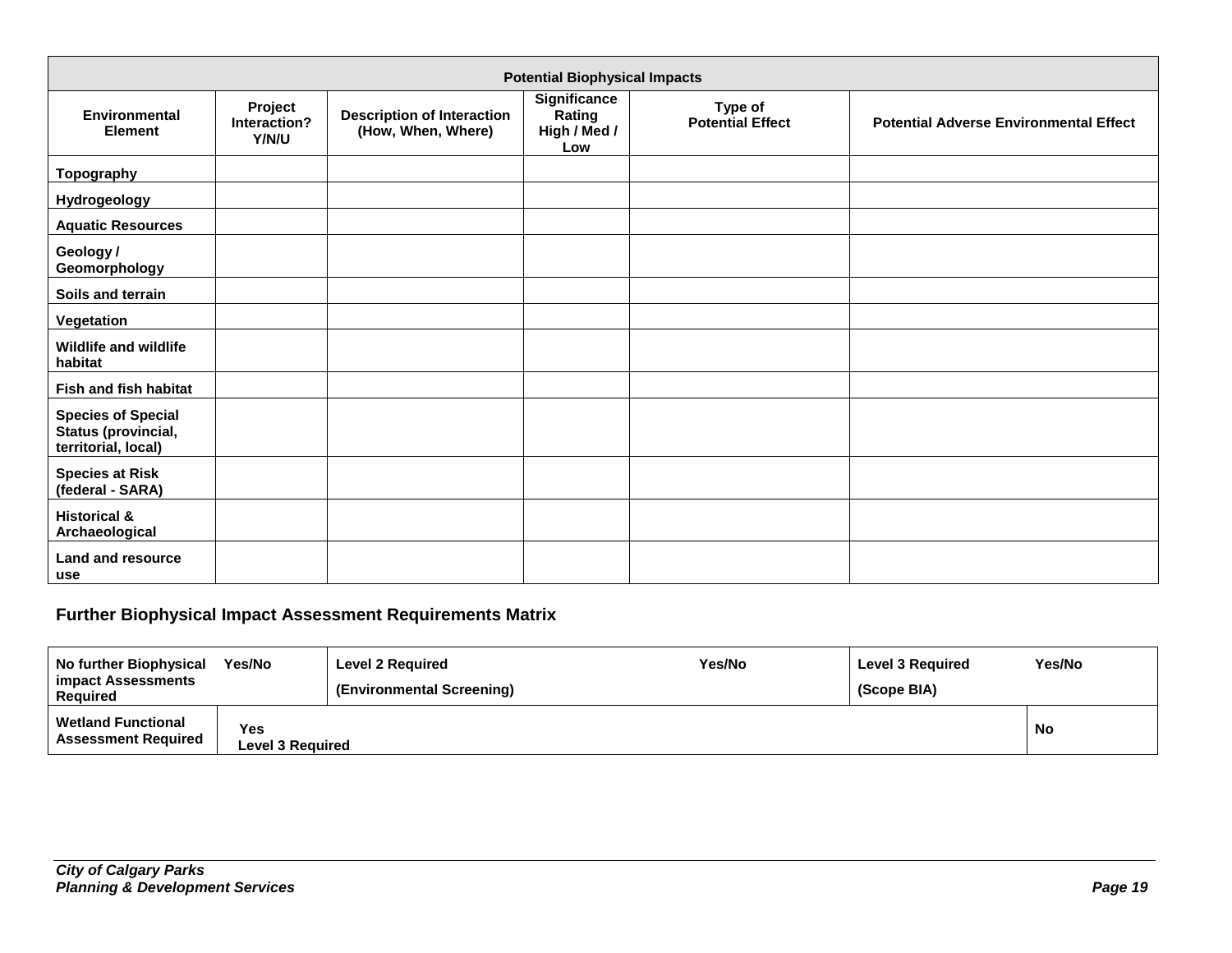| Potential Biophysical Impacts | | | | | |
|---|---|---|---|---|---|
| **Environmental Element** | **Project Interaction? Y/N/U** | **Description of Interaction (How, When, Where)** | **Significance Rating High / Med / Low** | **Type of Potential Effect** | **Potential Adverse Environmental Effect** |
| **Topography** | | | | | |
| **Hydrogeology** | | | | | |
| **Aquatic Resources** | | | | | |
| **Geology / Geomorphology** | | | | | |
| **Soils and terrain** | | | | | |
| **Vegetation** | | | | | |
| **Wildlife and wildlife habitat** | | | | | |
| **Fish and fish habitat** | | | | | |
| **Species of Special Status (provincial, territorial, local)** | | | | | |
| **Species at Risk (federal - SARA)** | | | | | |
| **Historical & Archaeological** | | | | | |
| **Land and resource use** | | | | | |

## Further Biophysical Impact Assessment Requirements Matrix

| | | | |
|---|---|---|---|
| **No further Biophysical impact Assessments Required** Yes/No | **Level 2 Required** Yes/No **(Environmental Screening)** | **Level 3 Required** Yes/No **(Scope BIA)** | |
| **Wetland Functional Assessment Required** | **Yes Level 3 Required** | | **No** |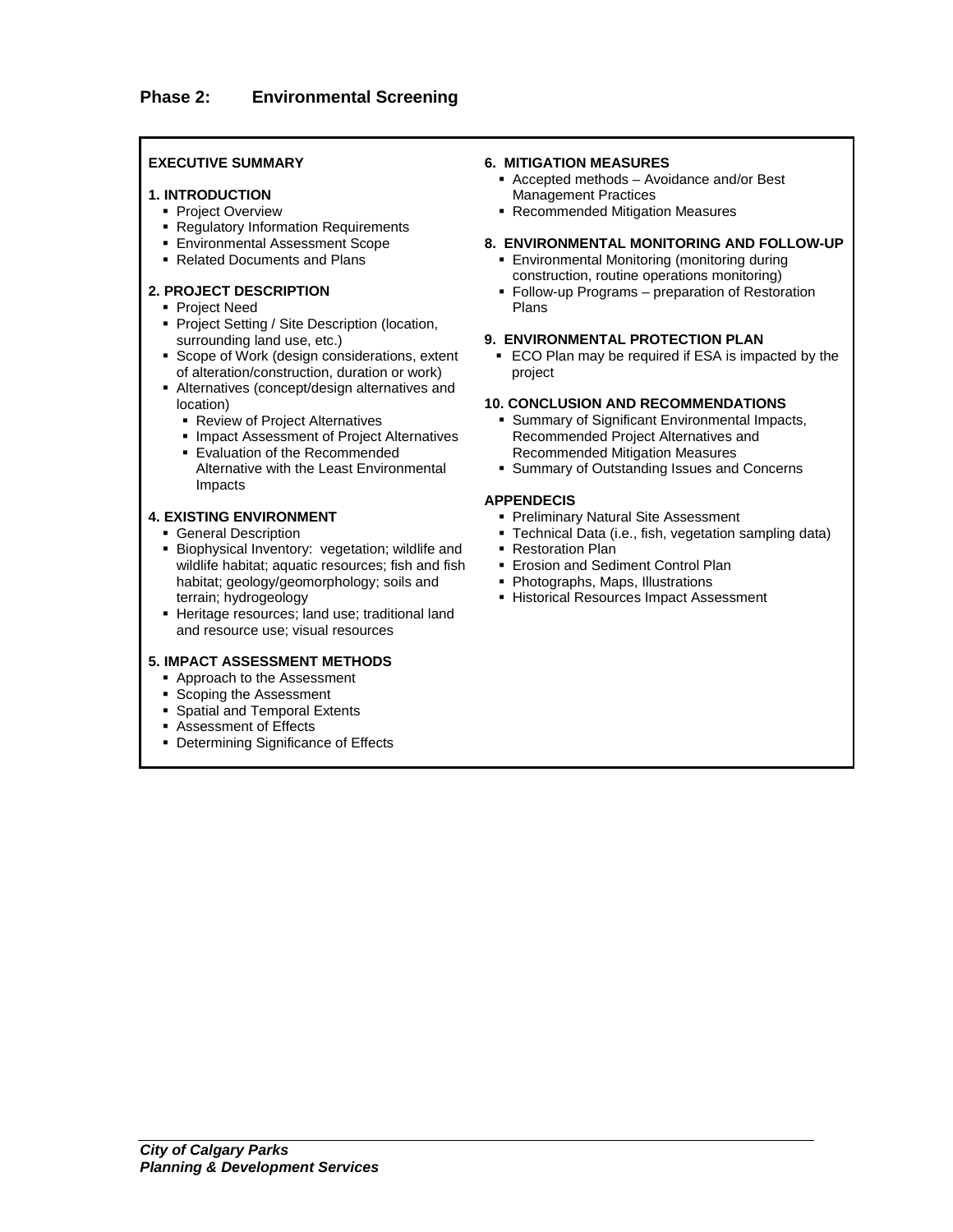## Phase 2: Environmental Screening

**EXECUTIVE SUMMARY**

**1. INTRODUCTION**

- Project Overview
- Regulatory Information Requirements
- Environmental Assessment Scope
- Related Documents and Plans

**2. PROJECT DESCRIPTION**

- Project Need
- Project Setting / Site Description (location, surrounding land use, etc.)
- Scope of Work (design considerations, extent of alteration/construction, duration or work)
- Alternatives (concept/design alternatives and location)
  - Review of Project Alternatives
  - Impact Assessment of Project Alternatives
  - Evaluation of the Recommended Alternative with the Least Environmental Impacts

**4. EXISTING ENVIRONMENT**

- General Description
- Biophysical Inventory: vegetation; wildlife and wildlife habitat; aquatic resources; fish and fish habitat; geology/geomorphology; soils and terrain; hydrogeology
- Heritage resources; land use; traditional land and resource use; visual resources

**5. IMPACT ASSESSMENT METHODS**

- Approach to the Assessment
- Scoping the Assessment
- Spatial and Temporal Extents
- Assessment of Effects
- Determining Significance of Effects

**6. MITIGATION MEASURES**

- Accepted methods – Avoidance and/or Best Management Practices
- Recommended Mitigation Measures

**8. ENVIRONMENTAL MONITORING AND FOLLOW-UP**

- Environmental Monitoring (monitoring during construction, routine operations monitoring)
- Follow-up Programs – preparation of Restoration Plans

**9. ENVIRONMENTAL PROTECTION PLAN**

- ECO Plan may be required if ESA is impacted by the project

**10. CONCLUSION AND RECOMMENDATIONS**

- Summary of Significant Environmental Impacts, Recommended Project Alternatives and Recommended Mitigation Measures
- Summary of Outstanding Issues and Concerns

**APPENDECIS**

- Preliminary Natural Site Assessment
- Technical Data (i.e., fish, vegetation sampling data)
- Restoration Plan
- Erosion and Sediment Control Plan
- Photographs, Maps, Illustrations
- Historical Resources Impact Assessment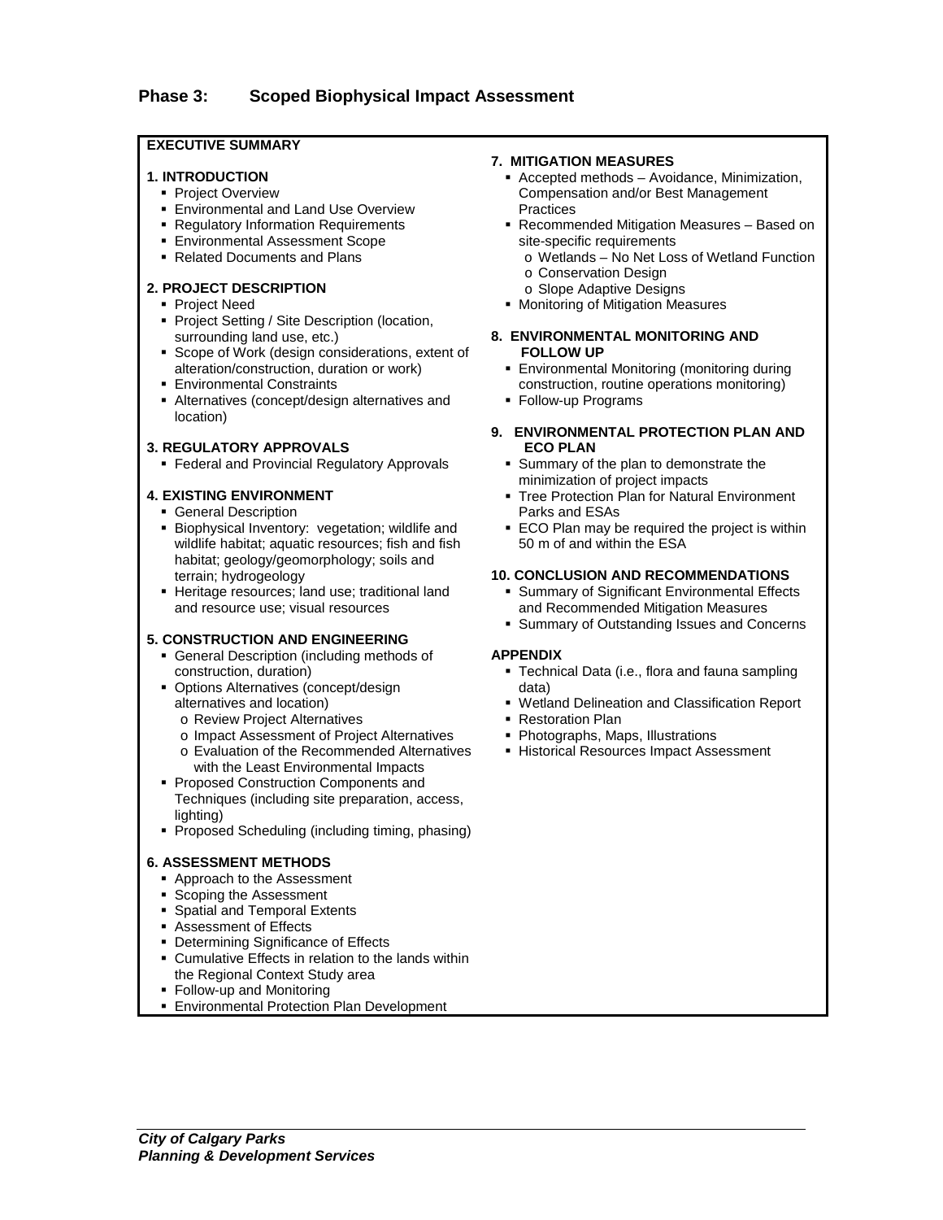## Phase 3: Scoped Biophysical Impact Assessment

**EXECUTIVE SUMMARY**

**1. INTRODUCTION**

- Project Overview
- Environmental and Land Use Overview
- Regulatory Information Requirements
- Environmental Assessment Scope
- Related Documents and Plans

**2. PROJECT DESCRIPTION**

- Project Need
- Project Setting / Site Description (location, surrounding land use, etc.)
- Scope of Work (design considerations, extent of alteration/construction, duration or work)
- Environmental Constraints
- Alternatives (concept/design alternatives and location)

**3. REGULATORY APPROVALS**

- Federal and Provincial Regulatory Approvals

**4. EXISTING ENVIRONMENT**

- General Description
- Biophysical Inventory: vegetation; wildlife and wildlife habitat; aquatic resources; fish and fish habitat; geology/geomorphology; soils and terrain; hydrogeology
- Heritage resources; land use; traditional land and resource use; visual resources

**5. CONSTRUCTION AND ENGINEERING**

- General Description (including methods of construction, duration)
- Options Alternatives (concept/design alternatives and location)
  - o Review Project Alternatives
  - o Impact Assessment of Project Alternatives
  - o Evaluation of the Recommended Alternatives with the Least Environmental Impacts
- Proposed Construction Components and Techniques (including site preparation, access, lighting)
- Proposed Scheduling (including timing, phasing)

**6. ASSESSMENT METHODS**

- Approach to the Assessment
- Scoping the Assessment
- Spatial and Temporal Extents
- Assessment of Effects
- Determining Significance of Effects
- Cumulative Effects in relation to the lands within the Regional Context Study area
- Follow-up and Monitoring
- Environmental Protection Plan Development

**7. MITIGATION MEASURES**

- Accepted methods – Avoidance, Minimization, Compensation and/or Best Management Practices
- Recommended Mitigation Measures – Based on site-specific requirements
  - o Wetlands – No Net Loss of Wetland Function
  - o Conservation Design
  - o Slope Adaptive Designs
- Monitoring of Mitigation Measures

**8. ENVIRONMENTAL MONITORING AND FOLLOW UP**

- Environmental Monitoring (monitoring during construction, routine operations monitoring)
- Follow-up Programs

**9. ENVIRONMENTAL PROTECTION PLAN AND ECO PLAN**

- Summary of the plan to demonstrate the minimization of project impacts
- Tree Protection Plan for Natural Environment Parks and ESAs
- ECO Plan may be required the project is within 50 m of and within the ESA

**10. CONCLUSION AND RECOMMENDATIONS**

- Summary of Significant Environmental Effects and Recommended Mitigation Measures
- Summary of Outstanding Issues and Concerns

**APPENDIX**

- Technical Data (i.e., flora and fauna sampling data)
- Wetland Delineation and Classification Report
- Restoration Plan
- Photographs, Maps, Illustrations
- Historical Resources Impact Assessment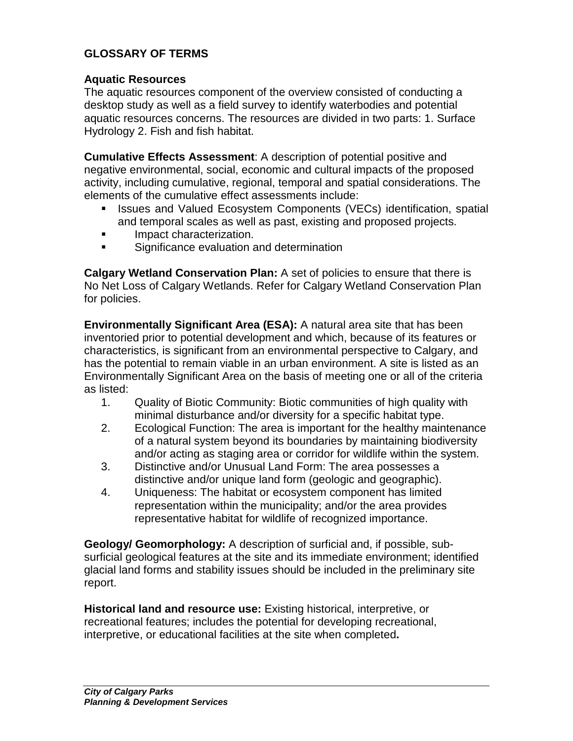## GLOSSARY OF TERMS

**Aquatic Resources**
The aquatic resources component of the overview consisted of conducting a desktop study as well as a field survey to identify waterbodies and potential aquatic resources concerns. The resources are divided in two parts: 1. Surface Hydrology 2. Fish and fish habitat.

**Cumulative Effects Assessment**: A description of potential positive and negative environmental, social, economic and cultural impacts of the proposed activity, including cumulative, regional, temporal and spatial considerations. The elements of the cumulative effect assessments include:

- Issues and Valued Ecosystem Components (VECs) identification, spatial and temporal scales as well as past, existing and proposed projects.
- Impact characterization.
- Significance evaluation and determination

**Calgary Wetland Conservation Plan:** A set of policies to ensure that there is No Net Loss of Calgary Wetlands. Refer for Calgary Wetland Conservation Plan for policies.

**Environmentally Significant Area (ESA):** A natural area site that has been inventoried prior to potential development and which, because of its features or characteristics, is significant from an environmental perspective to Calgary, and has the potential to remain viable in an urban environment. A site is listed as an Environmentally Significant Area on the basis of meeting one or all of the criteria as listed:

1. Quality of Biotic Community: Biotic communities of high quality with minimal disturbance and/or diversity for a specific habitat type.
2. Ecological Function: The area is important for the healthy maintenance of a natural system beyond its boundaries by maintaining biodiversity and/or acting as staging area or corridor for wildlife within the system.
3. Distinctive and/or Unusual Land Form: The area possesses a distinctive and/or unique land form (geologic and geographic).
4. Uniqueness: The habitat or ecosystem component has limited representation within the municipality; and/or the area provides representative habitat for wildlife of recognized importance.

**Geology/ Geomorphology:** A description of surficial and, if possible, sub-surficial geological features at the site and its immediate environment; identified glacial land forms and stability issues should be included in the preliminary site report.

**Historical land and resource use:** Existing historical, interpretive, or recreational features; includes the potential for developing recreational, interpretive, or educational facilities at the site when completed**.**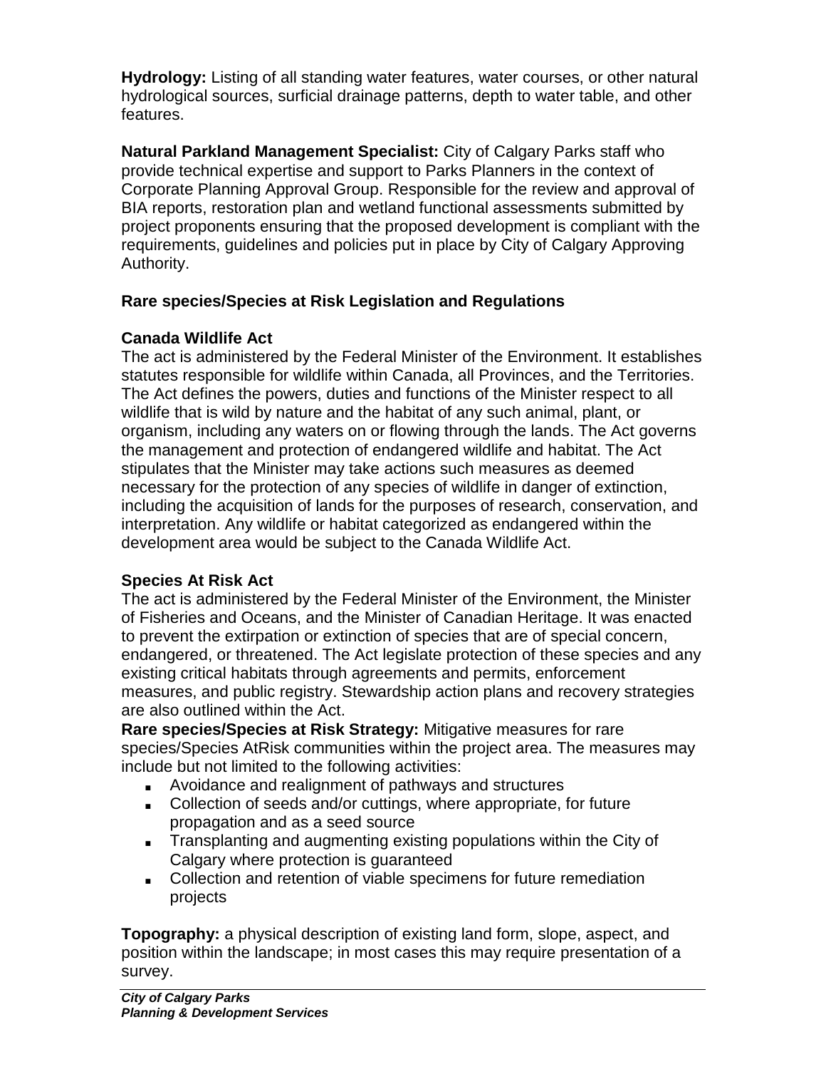**Hydrology:** Listing of all standing water features, water courses, or other natural hydrological sources, surficial drainage patterns, depth to water table, and other features.

**Natural Parkland Management Specialist:** City of Calgary Parks staff who provide technical expertise and support to Parks Planners in the context of Corporate Planning Approval Group. Responsible for the review and approval of BIA reports, restoration plan and wetland functional assessments submitted by project proponents ensuring that the proposed development is compliant with the requirements, guidelines and policies put in place by City of Calgary Approving Authority.

**Rare species/Species at Risk Legislation and Regulations**

**Canada Wildlife Act**
The act is administered by the Federal Minister of the Environment. It establishes statutes responsible for wildlife within Canada, all Provinces, and the Territories. The Act defines the powers, duties and functions of the Minister respect to all wildlife that is wild by nature and the habitat of any such animal, plant, or organism, including any waters on or flowing through the lands. The Act governs the management and protection of endangered wildlife and habitat. The Act stipulates that the Minister may take actions such measures as deemed necessary for the protection of any species of wildlife in danger of extinction, including the acquisition of lands for the purposes of research, conservation, and interpretation. Any wildlife or habitat categorized as endangered within the development area would be subject to the Canada Wildlife Act.

**Species At Risk Act**
The act is administered by the Federal Minister of the Environment, the Minister of Fisheries and Oceans, and the Minister of Canadian Heritage. It was enacted to prevent the extirpation or extinction of species that are of special concern, endangered, or threatened. The Act legislate protection of these species and any existing critical habitats through agreements and permits, enforcement measures, and public registry. Stewardship action plans and recovery strategies are also outlined within the Act.
**Rare species/Species at Risk Strategy:** Mitigative measures for rare species/Species AtRisk communities within the project area. The measures may include but not limited to the following activities:

- Avoidance and realignment of pathways and structures
- Collection of seeds and/or cuttings, where appropriate, for future propagation and as a seed source
- Transplanting and augmenting existing populations within the City of Calgary where protection is guaranteed
- Collection and retention of viable specimens for future remediation projects

**Topography:** a physical description of existing land form, slope, aspect, and position within the landscape; in most cases this may require presentation of a survey.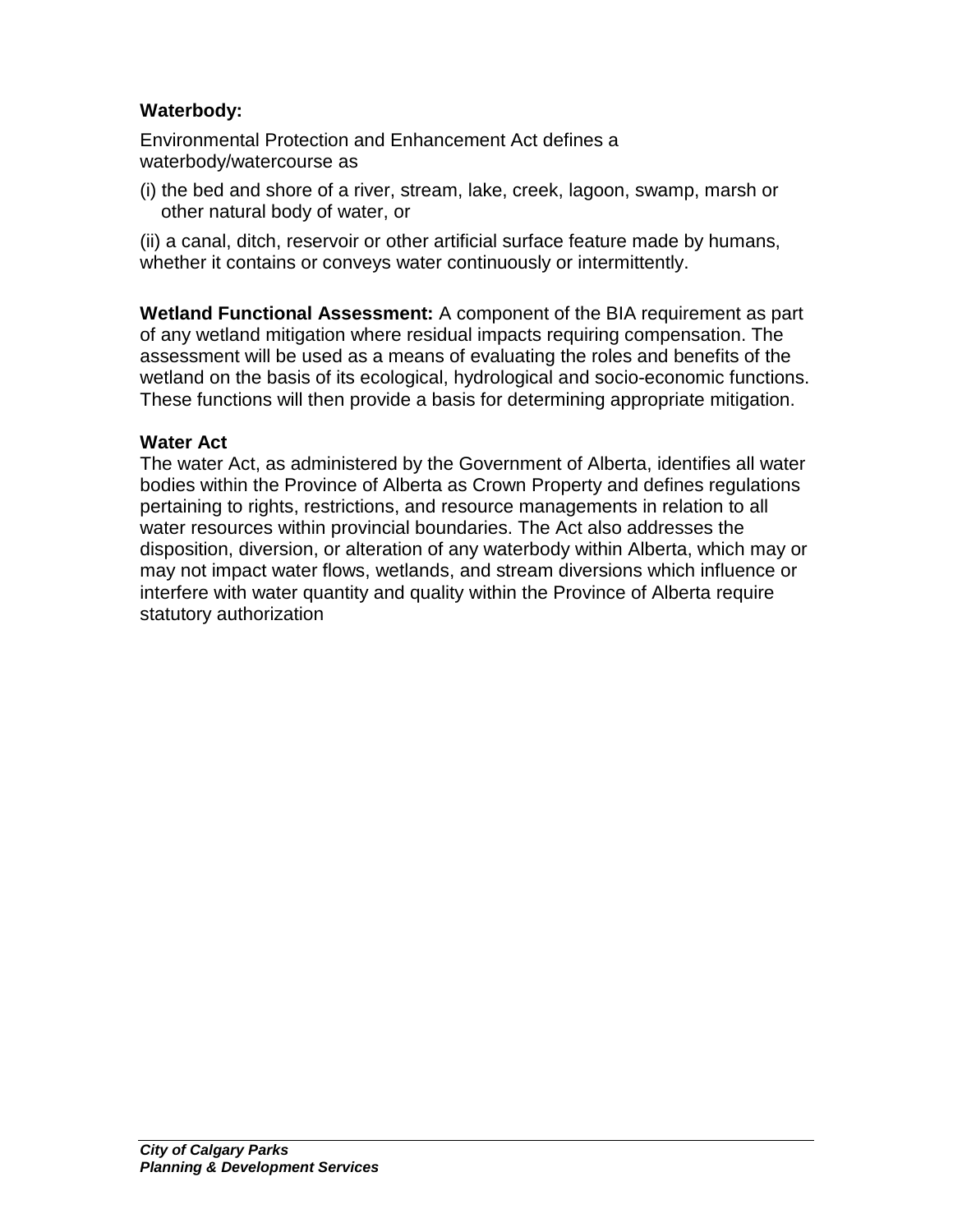**Waterbody:**

Environmental Protection and Enhancement Act defines a waterbody/watercourse as

(i) the bed and shore of a river, stream, lake, creek, lagoon, swamp, marsh or other natural body of water, or

(ii) a canal, ditch, reservoir or other artificial surface feature made by humans, whether it contains or conveys water continuously or intermittently.

**Wetland Functional Assessment:** A component of the BIA requirement as part of any wetland mitigation where residual impacts requiring compensation. The assessment will be used as a means of evaluating the roles and benefits of the wetland on the basis of its ecological, hydrological and socio-economic functions. These functions will then provide a basis for determining appropriate mitigation.

**Water Act**

The water Act, as administered by the Government of Alberta, identifies all water bodies within the Province of Alberta as Crown Property and defines regulations pertaining to rights, restrictions, and resource managements in relation to all water resources within provincial boundaries. The Act also addresses the disposition, diversion, or alteration of any waterbody within Alberta, which may or may not impact water flows, wetlands, and stream diversions which influence or interfere with water quantity and quality within the Province of Alberta require statutory authorization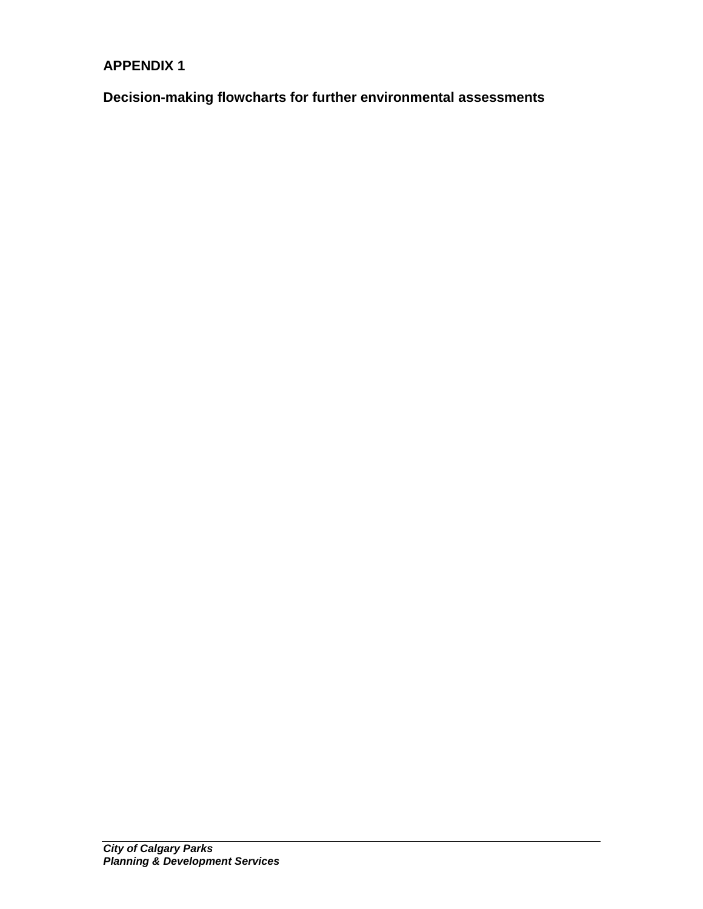## APPENDIX 1

## Decision-making flowcharts for further environmental assessments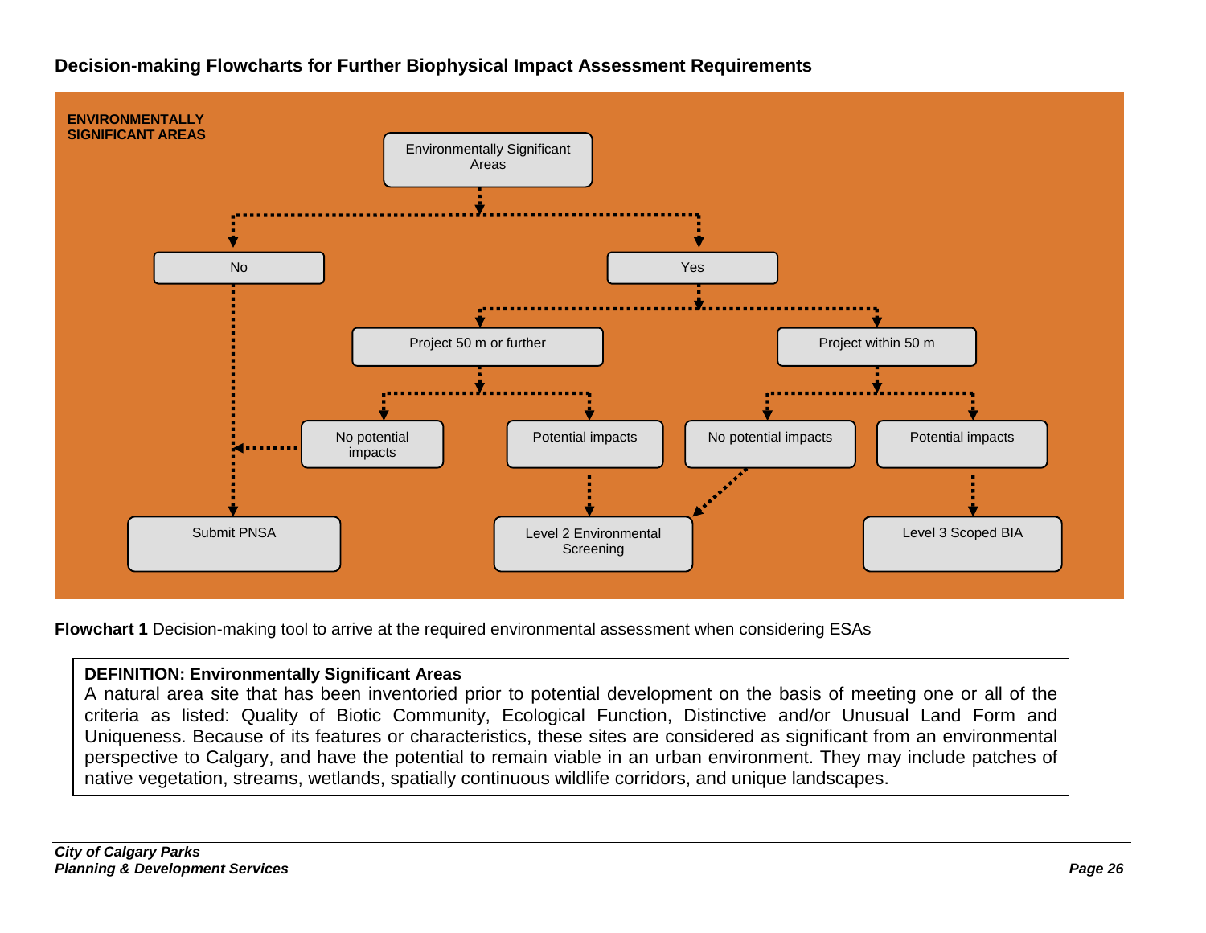## Decision-making Flowcharts for Further Biophysical Impact Assessment Requirements

ENVIRONMENTALLY SIGNIFICANT AREAS

Environmentally Significant Areas

No

Yes

Project 50 m or further

Project within 50 m

No potential impacts

Potential impacts

No potential impacts

Potential impacts

Submit PNSA

Level 2 Environmental Screening

Level 3 Scoped BIA

**Flowchart 1** Decision-making tool to arrive at the required environmental assessment when considering ESAs

> **DEFINITION: Environmentally Significant Areas**
> A natural area site that has been inventoried prior to potential development on the basis of meeting one or all of the criteria as listed: Quality of Biotic Community, Ecological Function, Distinctive and/or Unusual Land Form and Uniqueness. Because of its features or characteristics, these sites are considered as significant from an environmental perspective to Calgary, and have the potential to remain viable in an urban environment. They may include patches of native vegetation, streams, wetlands, spatially continuous wildlife corridors, and unique landscapes.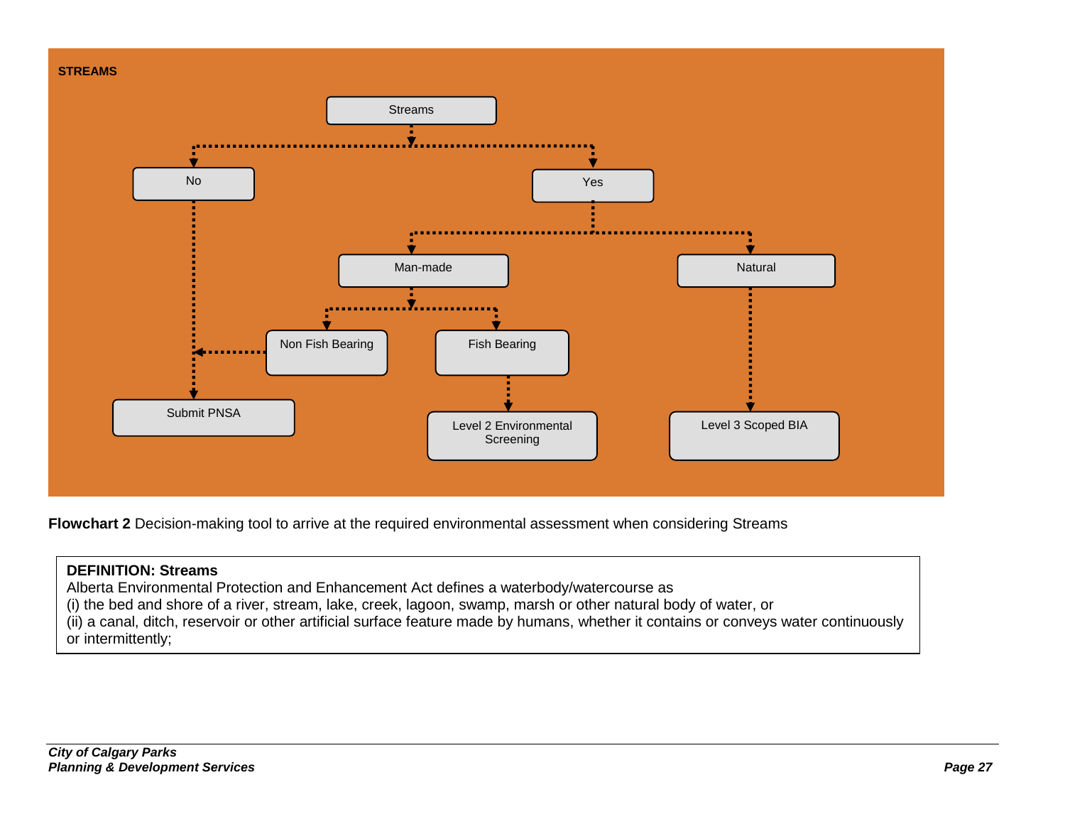**STREAMS**

Streams

No

Yes

Man-made

Natural

Non Fish Bearing

Fish Bearing

Submit PNSA

Level 2 Environmental Screening

Level 3 Scoped BIA

**Flowchart 2** Decision-making tool to arrive at the required environmental assessment when considering Streams

**DEFINITION: Streams**
Alberta Environmental Protection and Enhancement Act defines a waterbody/watercourse as
(i) the bed and shore of a river, stream, lake, creek, lagoon, swamp, marsh or other natural body of water, or
(ii) a canal, ditch, reservoir or other artificial surface feature made by humans, whether it contains or conveys water continuously or intermittently;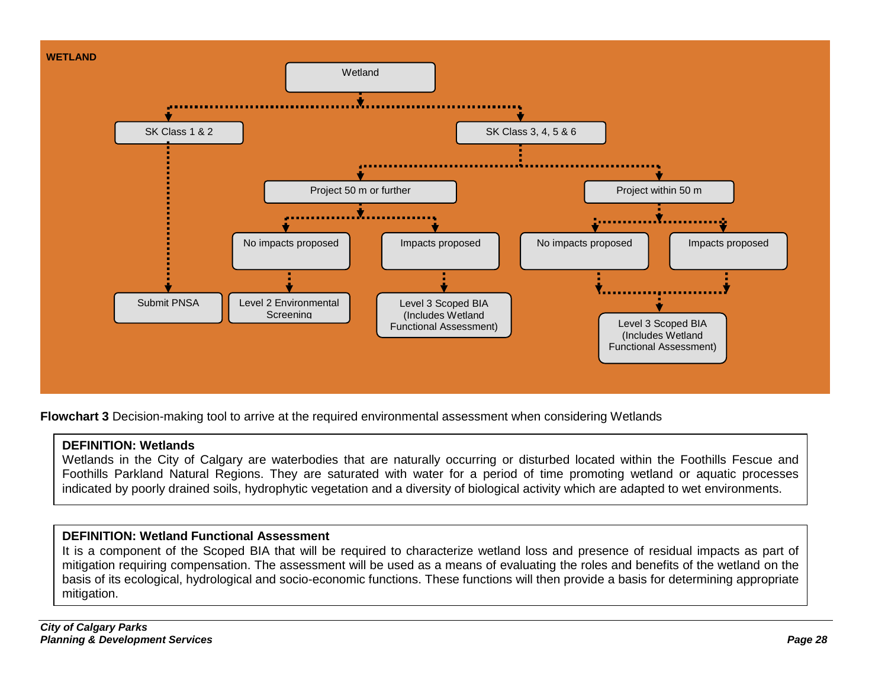**WETLAND**

Wetland

SK Class 1 & 2

SK Class 3, 4, 5 & 6

Project 50 m or further

Project within 50 m

No impacts proposed

Impacts proposed

No impacts proposed

Impacts proposed

Submit PNSA

Level 2 Environmental Screening

Level 3 Scoped BIA (Includes Wetland Functional Assessment)

Level 3 Scoped BIA (Includes Wetland Functional Assessment)

**Flowchart 3** Decision-making tool to arrive at the required environmental assessment when considering Wetlands

**DEFINITION: Wetlands**

Wetlands in the City of Calgary are waterbodies that are naturally occurring or disturbed located within the Foothills Fescue and Foothills Parkland Natural Regions. They are saturated with water for a period of time promoting wetland or aquatic processes indicated by poorly drained soils, hydrophytic vegetation and a diversity of biological activity which are adapted to wet environments.

**DEFINITION: Wetland Functional Assessment**

It is a component of the Scoped BIA that will be required to characterize wetland loss and presence of residual impacts as part of mitigation requiring compensation. The assessment will be used as a means of evaluating the roles and benefits of the wetland on the basis of its ecological, hydrological and socio-economic functions. These functions will then provide a basis for determining appropriate mitigation.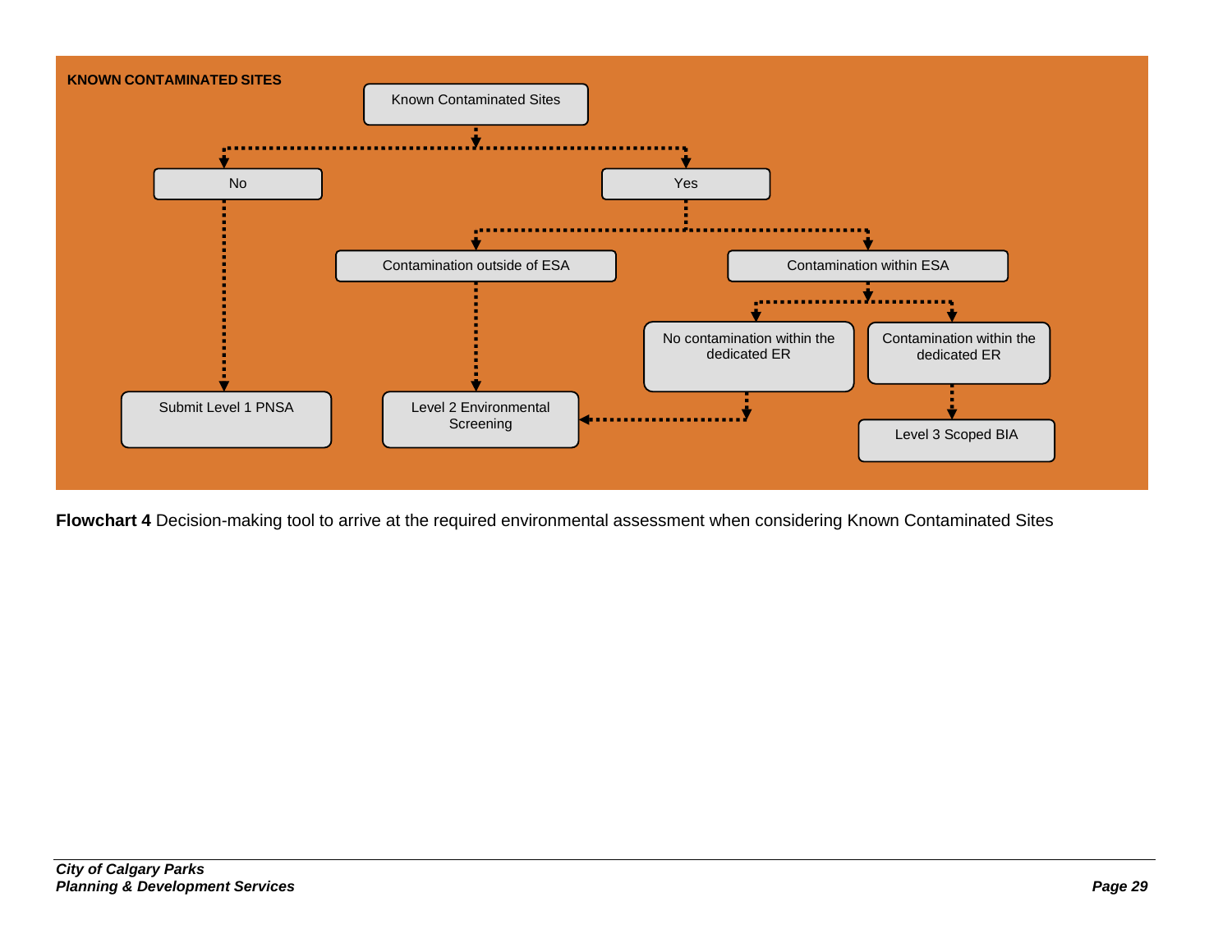**KNOWN CONTAMINATED SITES**

Known Contaminated Sites

No

Yes

Contamination outside of ESA

Contamination within ESA

No contamination within the dedicated ER

Contamination within the dedicated ER

Submit Level 1 PNSA

Level 2 Environmental Screening

Level 3 Scoped BIA

**Flowchart 4** Decision-making tool to arrive at the required environmental assessment when considering Known Contaminated Sites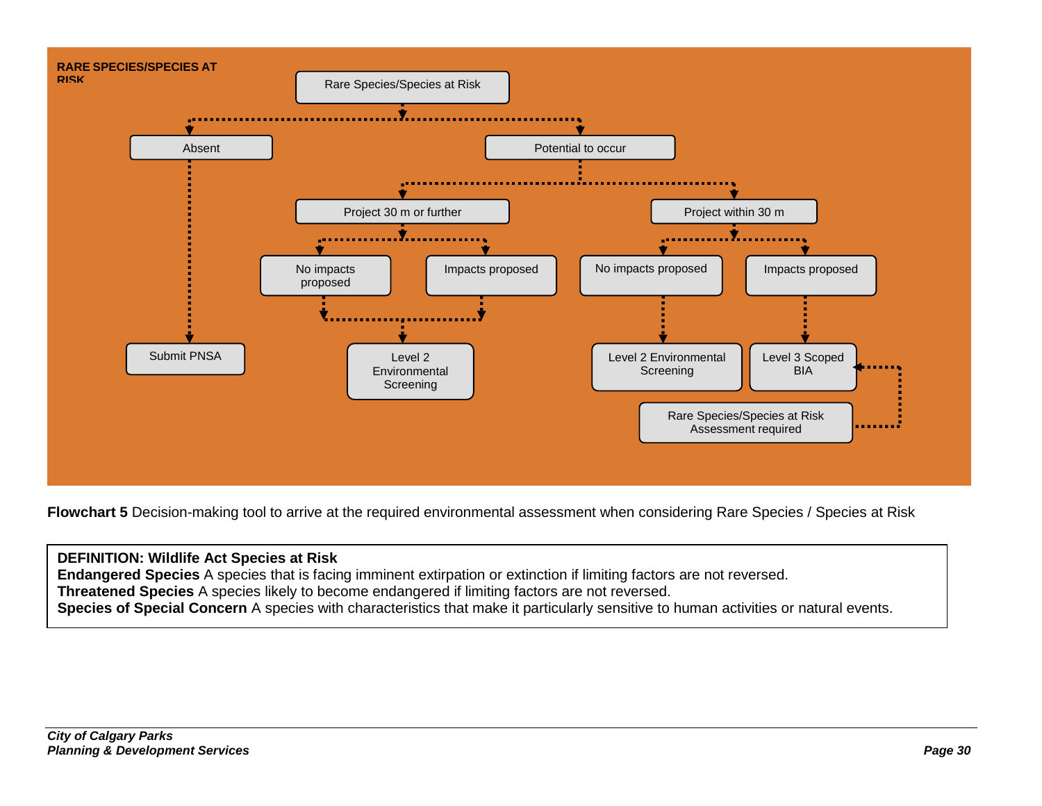RARE SPECIES/SPECIES AT RISK

Rare Species/Species at Risk

Absent

Potential to occur

Project 30 m or further

Project within 30 m

No impacts proposed

Impacts proposed

No impacts proposed

Impacts proposed

Submit PNSA

Level 2 Environmental Screening

Level 2 Environmental Screening

Level 3 Scoped BIA

Rare Species/Species at Risk Assessment required

**Flowchart 5** Decision-making tool to arrive at the required environmental assessment when considering Rare Species / Species at Risk

**DEFINITION: Wildlife Act Species at Risk**
**Endangered Species** A species that is facing imminent extirpation or extinction if limiting factors are not reversed.
**Threatened Species** A species likely to become endangered if limiting factors are not reversed.
**Species of Special Concern** A species with characteristics that make it particularly sensitive to human activities or natural events.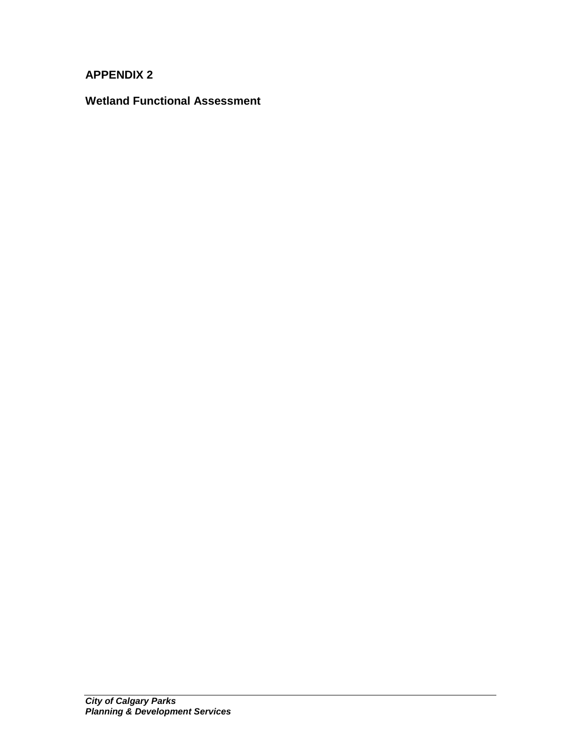**APPENDIX 2**

**Wetland Functional Assessment**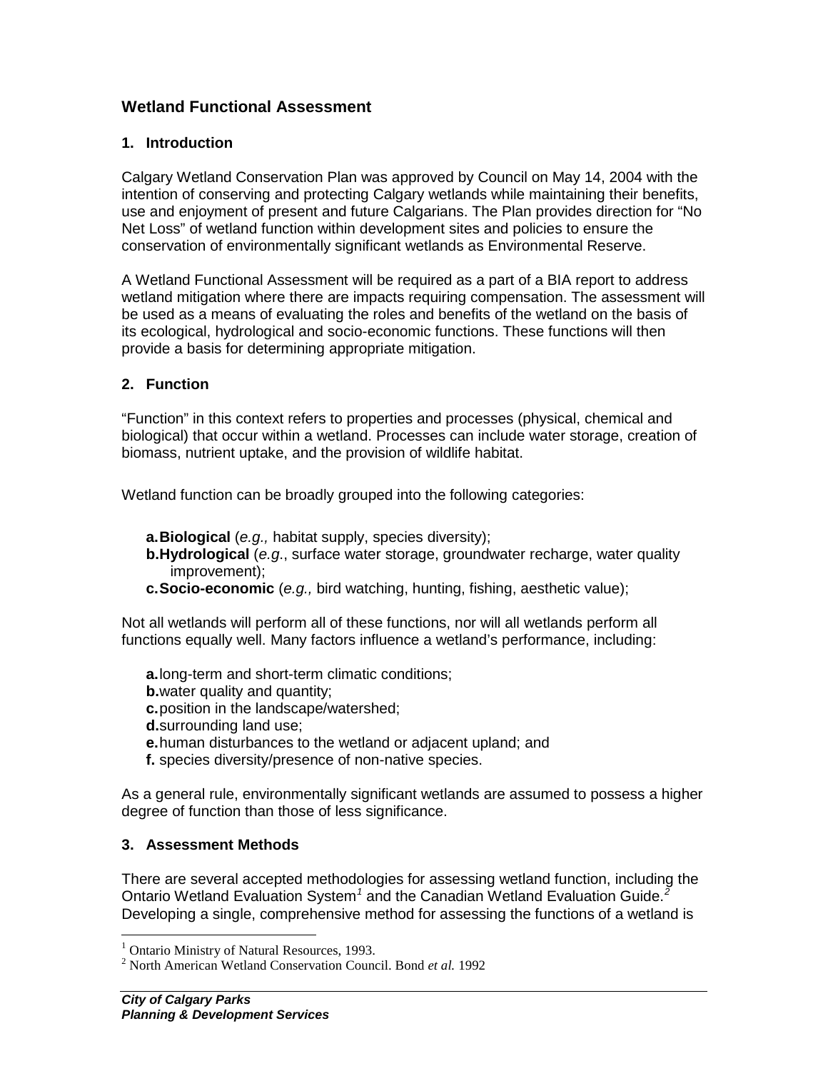## Wetland Functional Assessment

### 1. Introduction

Calgary Wetland Conservation Plan was approved by Council on May 14, 2004 with the intention of conserving and protecting Calgary wetlands while maintaining their benefits, use and enjoyment of present and future Calgarians. The Plan provides direction for "No Net Loss" of wetland function within development sites and policies to ensure the conservation of environmentally significant wetlands as Environmental Reserve.

A Wetland Functional Assessment will be required as a part of a BIA report to address wetland mitigation where there are impacts requiring compensation. The assessment will be used as a means of evaluating the roles and benefits of the wetland on the basis of its ecological, hydrological and socio-economic functions. These functions will then provide a basis for determining appropriate mitigation.

### 2. Function

"Function" in this context refers to properties and processes (physical, chemical and biological) that occur within a wetland. Processes can include water storage, creation of biomass, nutrient uptake, and the provision of wildlife habitat.

Wetland function can be broadly grouped into the following categories:

- **a.** **Biological** (*e.g.,* habitat supply, species diversity);
- **b.** **Hydrological** (*e.g.*, surface water storage, groundwater recharge, water quality improvement);
- **c.** **Socio-economic** (*e.g.,* bird watching, hunting, fishing, aesthetic value);

Not all wetlands will perform all of these functions, nor will all wetlands perform all functions equally well. Many factors influence a wetland's performance, including:

- **a.** long-term and short-term climatic conditions;
- **b.** water quality and quantity;
- **c.** position in the landscape/watershed;
- **d.** surrounding land use;
- **e.** human disturbances to the wetland or adjacent upland; and
- **f.** species diversity/presence of non-native species.

As a general rule, environmentally significant wetlands are assumed to possess a higher degree of function than those of less significance.

### 3. Assessment Methods

There are several accepted methodologies for assessing wetland function, including the Ontario Wetland Evaluation System[1] and the Canadian Wetland Evaluation Guide.[2] Developing a single, comprehensive method for assessing the functions of a wetland is

[1] Ontario Ministry of Natural Resources, 1993.

[2] North American Wetland Conservation Council. Bond *et al.* 1992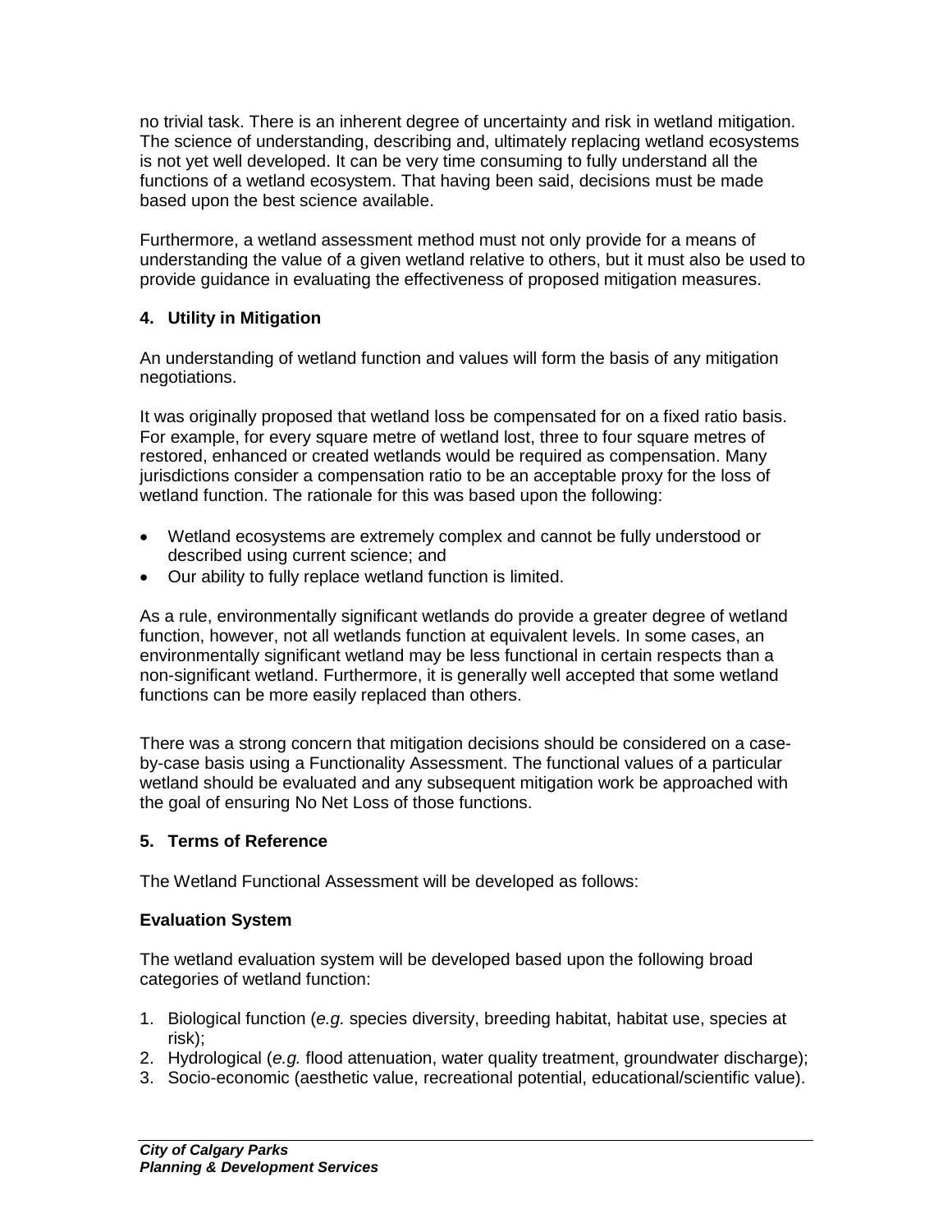no trivial task. There is an inherent degree of uncertainty and risk in wetland mitigation. The science of understanding, describing and, ultimately replacing wetland ecosystems is not yet well developed. It can be very time consuming to fully understand all the functions of a wetland ecosystem. That having been said, decisions must be made based upon the best science available.

Furthermore, a wetland assessment method must not only provide for a means of understanding the value of a given wetland relative to others, but it must also be used to provide guidance in evaluating the effectiveness of proposed mitigation measures.

## 4. Utility in Mitigation

An understanding of wetland function and values will form the basis of any mitigation negotiations.

It was originally proposed that wetland loss be compensated for on a fixed ratio basis. For example, for every square metre of wetland lost, three to four square metres of restored, enhanced or created wetlands would be required as compensation. Many jurisdictions consider a compensation ratio to be an acceptable proxy for the loss of wetland function. The rationale for this was based upon the following:

- Wetland ecosystems are extremely complex and cannot be fully understood or described using current science; and
- Our ability to fully replace wetland function is limited.

As a rule, environmentally significant wetlands do provide a greater degree of wetland function, however, not all wetlands function at equivalent levels. In some cases, an environmentally significant wetland may be less functional in certain respects than a non-significant wetland. Furthermore, it is generally well accepted that some wetland functions can be more easily replaced than others.

There was a strong concern that mitigation decisions should be considered on a case-by-case basis using a Functionality Assessment. The functional values of a particular wetland should be evaluated and any subsequent mitigation work be approached with the goal of ensuring No Net Loss of those functions.

## 5. Terms of Reference

The Wetland Functional Assessment will be developed as follows:

### Evaluation System

The wetland evaluation system will be developed based upon the following broad categories of wetland function:

1. Biological function (*e.g.* species diversity, breeding habitat, habitat use, species at risk);
2. Hydrological (*e.g.* flood attenuation, water quality treatment, groundwater discharge);
3. Socio-economic (aesthetic value, recreational potential, educational/scientific value).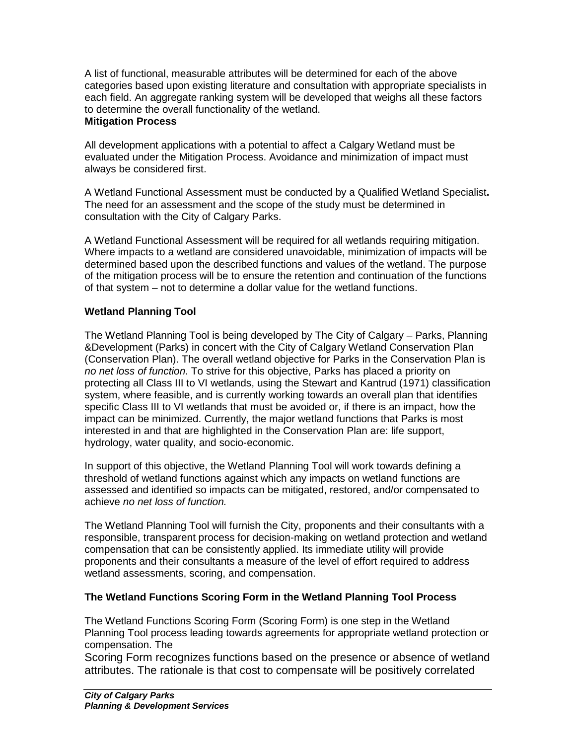A list of functional, measurable attributes will be determined for each of the above categories based upon existing literature and consultation with appropriate specialists in each field. An aggregate ranking system will be developed that weighs all these factors to determine the overall functionality of the wetland.

**Mitigation Process**

All development applications with a potential to affect a Calgary Wetland must be evaluated under the Mitigation Process. Avoidance and minimization of impact must always be considered first.

A Wetland Functional Assessment must be conducted by a Qualified Wetland Specialist**.** The need for an assessment and the scope of the study must be determined in consultation with the City of Calgary Parks.

A Wetland Functional Assessment will be required for all wetlands requiring mitigation. Where impacts to a wetland are considered unavoidable, minimization of impacts will be determined based upon the described functions and values of the wetland. The purpose of the mitigation process will be to ensure the retention and continuation of the functions of that system – not to determine a dollar value for the wetland functions.

**Wetland Planning Tool**

The Wetland Planning Tool is being developed by The City of Calgary – Parks, Planning &Development (Parks) in concert with the City of Calgary Wetland Conservation Plan (Conservation Plan). The overall wetland objective for Parks in the Conservation Plan is *no net loss of function*. To strive for this objective, Parks has placed a priority on protecting all Class III to VI wetlands, using the Stewart and Kantrud (1971) classification system, where feasible, and is currently working towards an overall plan that identifies specific Class III to VI wetlands that must be avoided or, if there is an impact, how the impact can be minimized. Currently, the major wetland functions that Parks is most interested in and that are highlighted in the Conservation Plan are: life support, hydrology, water quality, and socio-economic.

In support of this objective, the Wetland Planning Tool will work towards defining a threshold of wetland functions against which any impacts on wetland functions are assessed and identified so impacts can be mitigated, restored, and/or compensated to achieve *no net loss of function.*

The Wetland Planning Tool will furnish the City, proponents and their consultants with a responsible, transparent process for decision-making on wetland protection and wetland compensation that can be consistently applied. Its immediate utility will provide proponents and their consultants a measure of the level of effort required to address wetland assessments, scoring, and compensation.

**The Wetland Functions Scoring Form in the Wetland Planning Tool Process**

The Wetland Functions Scoring Form (Scoring Form) is one step in the Wetland Planning Tool process leading towards agreements for appropriate wetland protection or compensation. The

Scoring Form recognizes functions based on the presence or absence of wetland attributes. The rationale is that cost to compensate will be positively correlated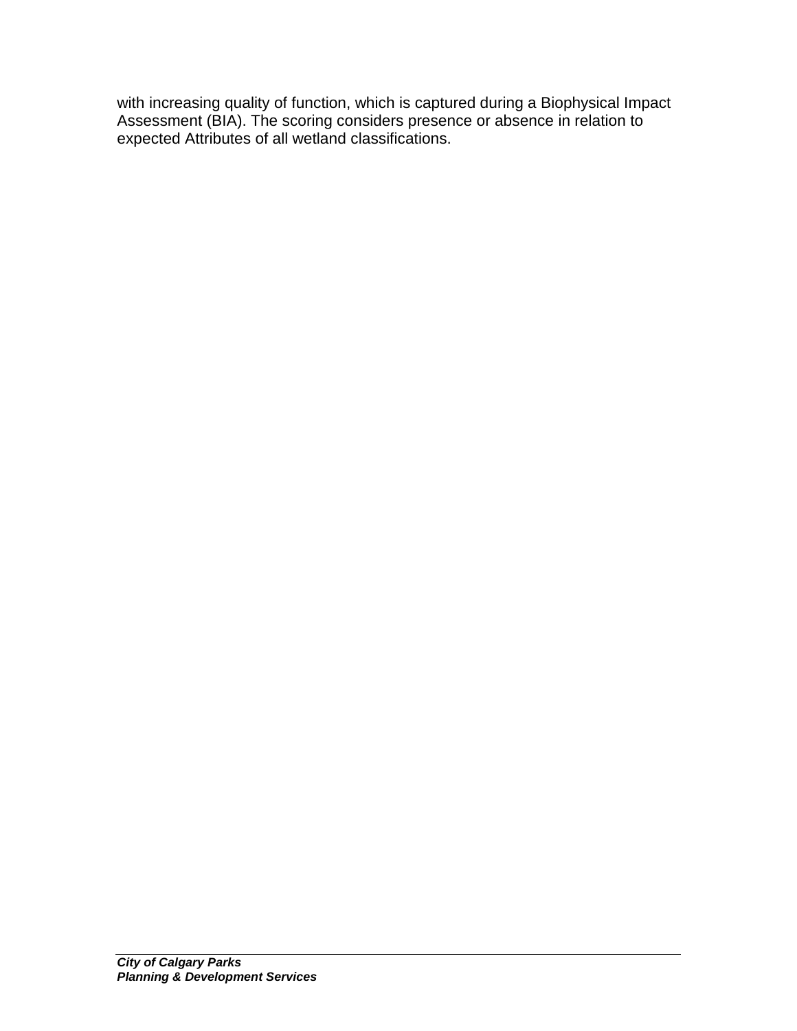with increasing quality of function, which is captured during a Biophysical Impact Assessment (BIA). The scoring considers presence or absence in relation to expected Attributes of all wetland classifications.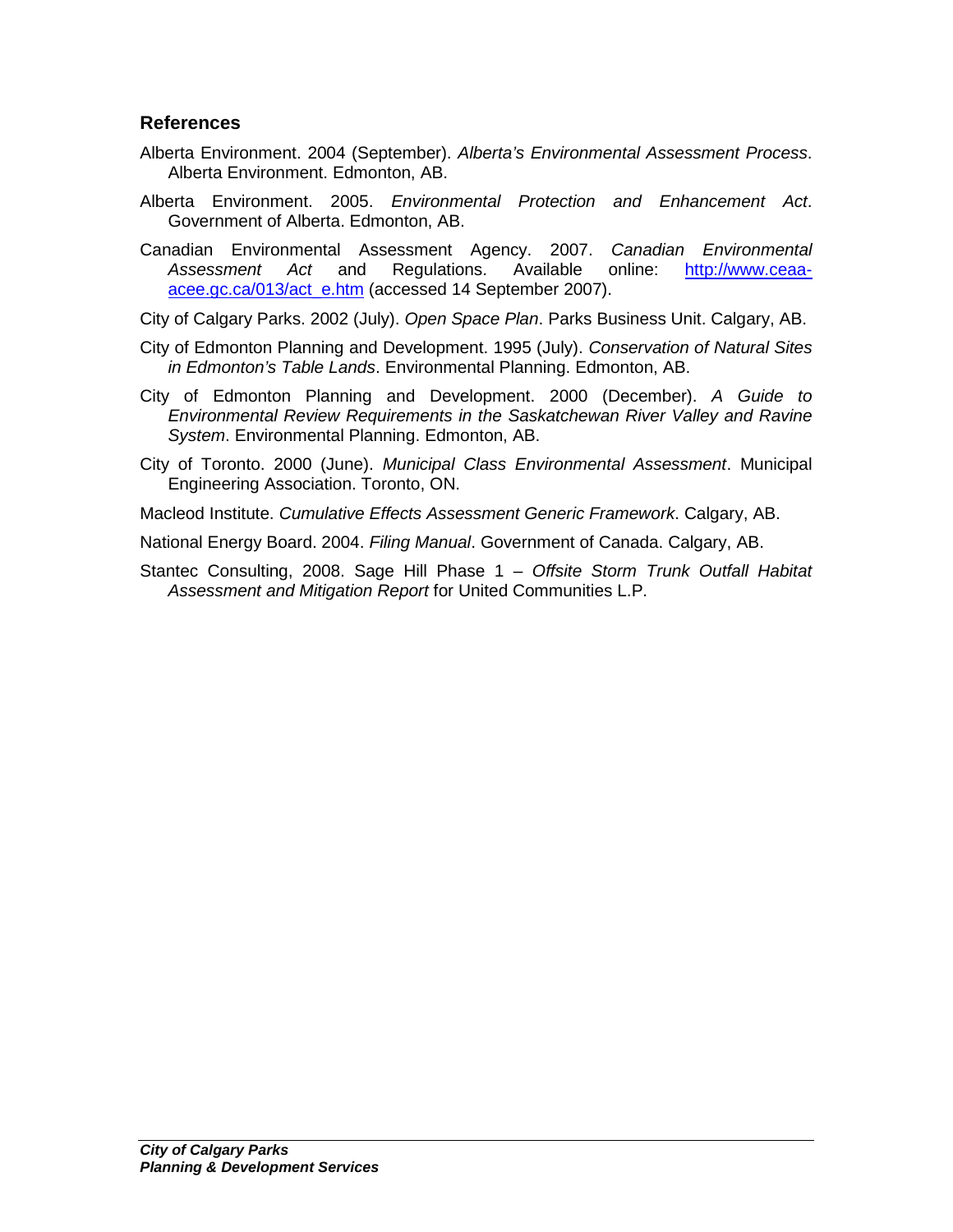## References

Alberta Environment. 2004 (September). *Alberta's Environmental Assessment Process*. Alberta Environment. Edmonton, AB.

Alberta Environment. 2005. *Environmental Protection and Enhancement Act*. Government of Alberta. Edmonton, AB.

Canadian Environmental Assessment Agency. 2007. *Canadian Environmental Assessment Act* and Regulations. Available online: [http://www.ceaa-acee.gc.ca/013/act_e.htm](http://www.ceaa-acee.gc.ca/013/act_e.htm) (accessed 14 September 2007).

City of Calgary Parks. 2002 (July). *Open Space Plan*. Parks Business Unit. Calgary, AB.

City of Edmonton Planning and Development. 1995 (July). *Conservation of Natural Sites in Edmonton's Table Lands*. Environmental Planning. Edmonton, AB.

City of Edmonton Planning and Development. 2000 (December). *A Guide to Environmental Review Requirements in the Saskatchewan River Valley and Ravine System*. Environmental Planning. Edmonton, AB.

City of Toronto. 2000 (June). *Municipal Class Environmental Assessment*. Municipal Engineering Association. Toronto, ON.

Macleod Institute. *Cumulative Effects Assessment Generic Framework*. Calgary, AB.

National Energy Board. 2004. *Filing Manual*. Government of Canada. Calgary, AB.

Stantec Consulting, 2008. Sage Hill Phase 1 – *Offsite Storm Trunk Outfall Habitat Assessment and Mitigation Report* for United Communities L.P.